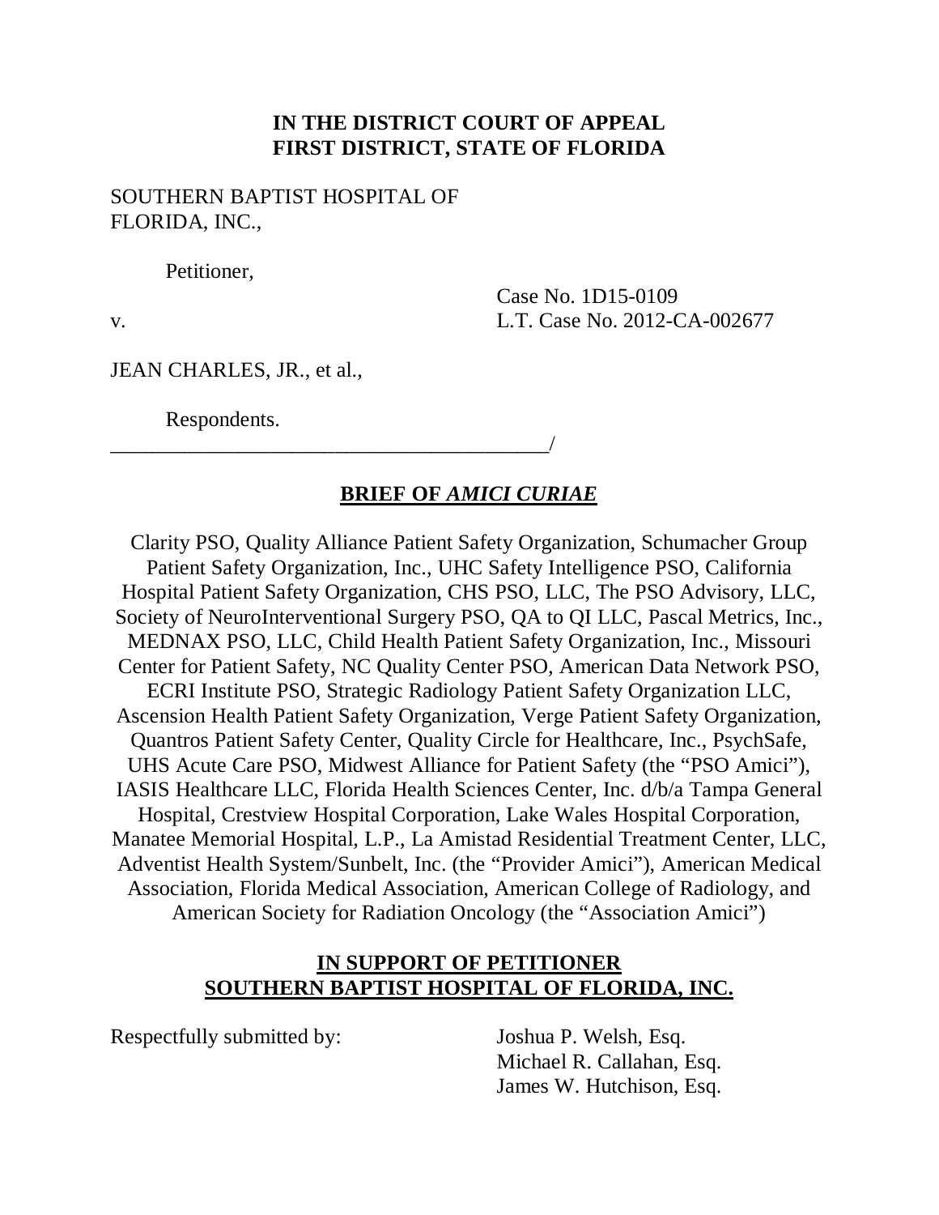**IN THE DISTRICT COURT OF APPEAL**
**FIRST DISTRICT, STATE OF FLORIDA**

SOUTHERN BAPTIST HOSPITAL OF FLORIDA, INC.,

Petitioner,

v.

Case No. 1D15-0109
L.T. Case No. 2012-CA-002677

JEAN CHARLES, JR., et al.,

Respondents.
_____________________________________________/

## BRIEF OF *AMICI CURIAE*

Clarity PSO, Quality Alliance Patient Safety Organization, Schumacher Group Patient Safety Organization, Inc., UHC Safety Intelligence PSO, California Hospital Patient Safety Organization, CHS PSO, LLC, The PSO Advisory, LLC, Society of NeuroInterventional Surgery PSO, QA to QI LLC, Pascal Metrics, Inc., MEDNAX PSO, LLC, Child Health Patient Safety Organization, Inc., Missouri Center for Patient Safety, NC Quality Center PSO, American Data Network PSO, ECRI Institute PSO, Strategic Radiology Patient Safety Organization LLC, Ascension Health Patient Safety Organization, Verge Patient Safety Organization, Quantros Patient Safety Center, Quality Circle for Healthcare, Inc., PsychSafe, UHS Acute Care PSO, Midwest Alliance for Patient Safety (the "PSO Amici"), IASIS Healthcare LLC, Florida Health Sciences Center, Inc. d/b/a Tampa General Hospital, Crestview Hospital Corporation, Lake Wales Hospital Corporation, Manatee Memorial Hospital, L.P., La Amistad Residential Treatment Center, LLC, Adventist Health System/Sunbelt, Inc. (the "Provider Amici"), American Medical Association, Florida Medical Association, American College of Radiology, and American Society for Radiation Oncology (the "Association Amici")

## IN SUPPORT OF PETITIONER SOUTHERN BAPTIST HOSPITAL OF FLORIDA, INC.

Respectfully submitted by:

Joshua P. Welsh, Esq.
Michael R. Callahan, Esq.
James W. Hutchison, Esq.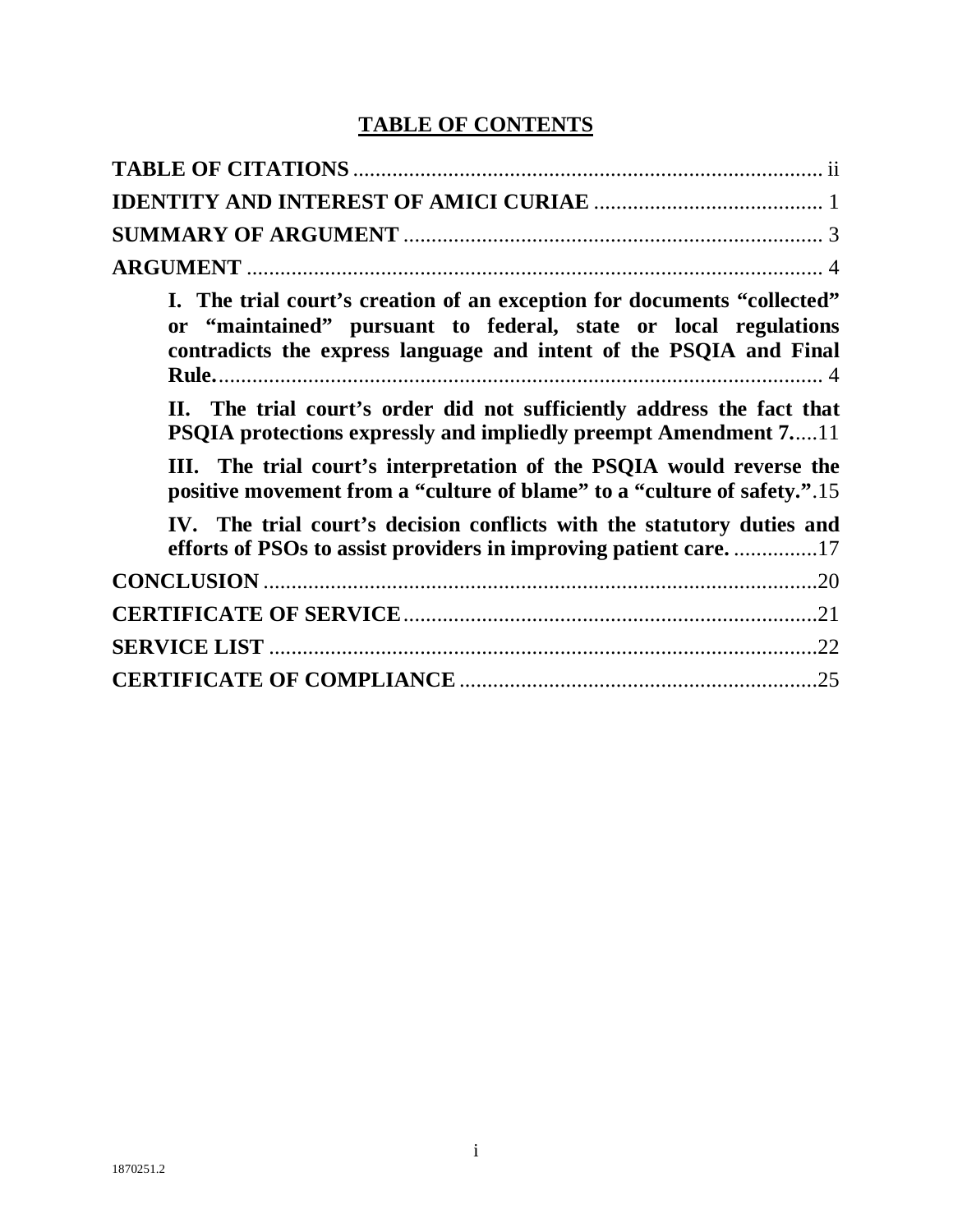## TABLE OF CONTENTS

**TABLE OF CITATIONS** ..................................................................................... ii

**IDENTITY AND INTEREST OF AMICI CURIAE** ......................................... 1

**SUMMARY OF ARGUMENT** ........................................................................... 3

**ARGUMENT** ....................................................................................................... 4

**I. The trial court's creation of an exception for documents "collected" or "maintained" pursuant to federal, state or local regulations contradicts the express language and intent of the PSQIA and Final Rule.** ............................................................................................................ 4

**II. The trial court's order did not sufficiently address the fact that PSQIA protections expressly and impliedly preempt Amendment 7.**.....11

**III. The trial court's interpretation of the PSQIA would reverse the positive movement from a "culture of blame" to a "culture of safety."**.15

**IV. The trial court's decision conflicts with the statutory duties and efforts of PSOs to assist providers in improving patient care.** ...............17

**CONCLUSION** ....................................................................................................20

**CERTIFICATE OF SERVICE**..........................................................................21

**SERVICE LIST** ...................................................................................................22

**CERTIFICATE OF COMPLIANCE** ................................................................25

1870251.2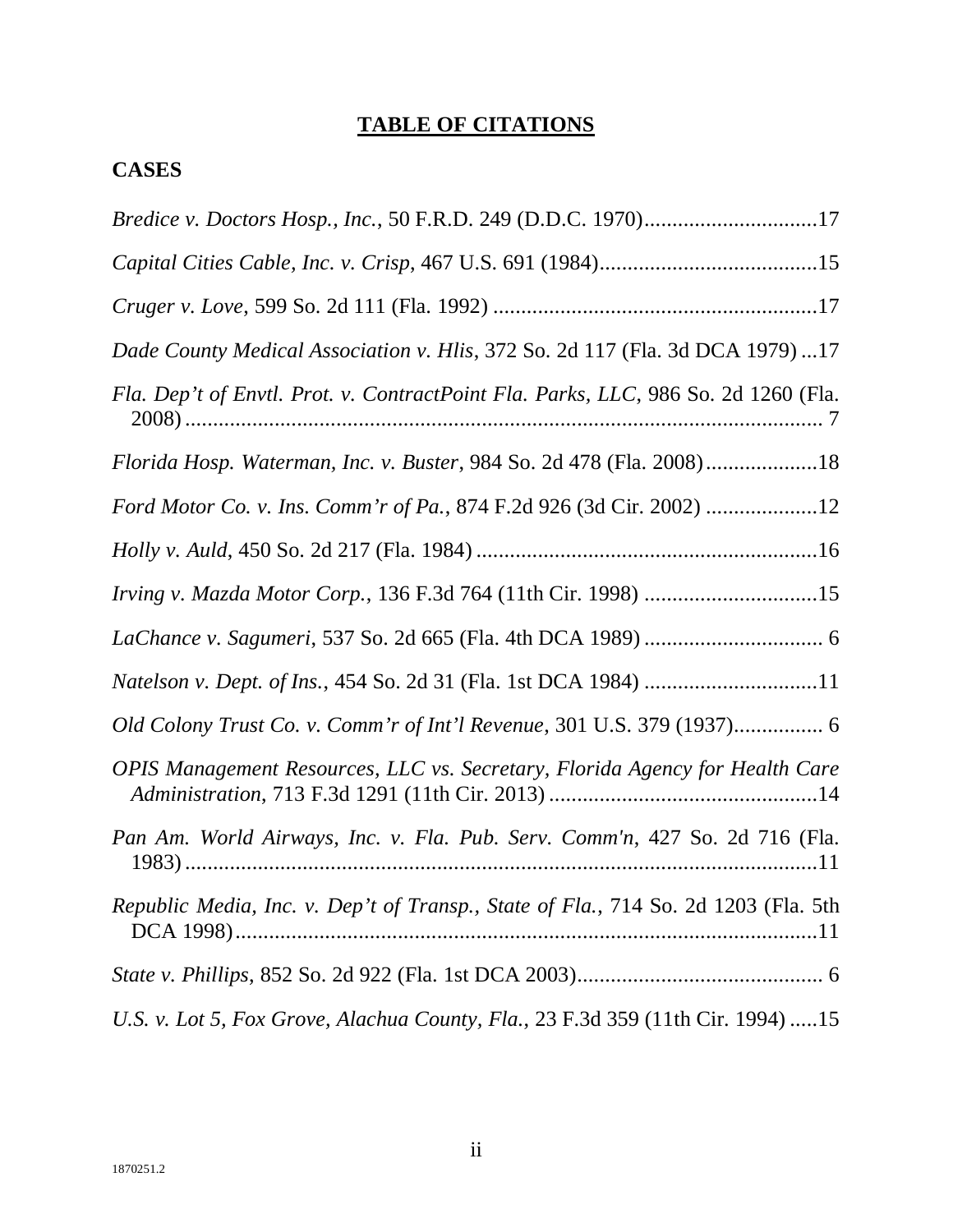# TABLE OF CITATIONS

## CASES

*Bredice v. Doctors Hosp., Inc.*, 50 F.R.D. 249 (D.D.C. 1970)...............................17

*Capital Cities Cable, Inc. v. Crisp*, 467 U.S. 691 (1984).......................................15

*Cruger v. Love*, 599 So. 2d 111 (Fla. 1992) ..........................................................17

*Dade County Medical Association v. Hlis*, 372 So. 2d 117 (Fla. 3d DCA 1979) ...17

*Fla. Dep't of Envtl. Prot. v. ContractPoint Fla. Parks, LLC*, 986 So. 2d 1260 (Fla. 2008) ................................................................................................................... 7

*Florida Hosp. Waterman, Inc. v. Buster*, 984 So. 2d 478 (Fla. 2008)....................18

*Ford Motor Co. v. Ins. Comm'r of Pa.*, 874 F.2d 926 (3d Cir. 2002) ....................12

*Holly v. Auld*, 450 So. 2d 217 (Fla. 1984) ..............................................................16

*Irving v. Mazda Motor Corp.*, 136 F.3d 764 (11th Cir. 1998) ...............................15

*LaChance v. Sagumeri*, 537 So. 2d 665 (Fla. 4th DCA 1989) ................................ 6

*Natelson v. Dept. of Ins.*, 454 So. 2d 31 (Fla. 1st DCA 1984) ...............................11

*Old Colony Trust Co. v. Comm'r of Int'l Revenue*, 301 U.S. 379 (1937)................ 6

*OPIS Management Resources, LLC vs. Secretary, Florida Agency for Health Care Administration,* 713 F.3d 1291 (11th Cir. 2013) ................................................14

*Pan Am. World Airways, Inc. v. Fla. Pub. Serv. Comm'n*, 427 So. 2d 716 (Fla. 1983) ..................................................................................................................11

*Republic Media, Inc. v. Dep't of Transp., State of Fla.*, 714 So. 2d 1203 (Fla. 5th DCA 1998)........................................................................................................11

*State v. Phillips*, 852 So. 2d 922 (Fla. 1st DCA 2003)............................................ 6

*U.S. v. Lot 5, Fox Grove, Alachua County, Fla.*, 23 F.3d 359 (11th Cir. 1994) .....15

1870251.2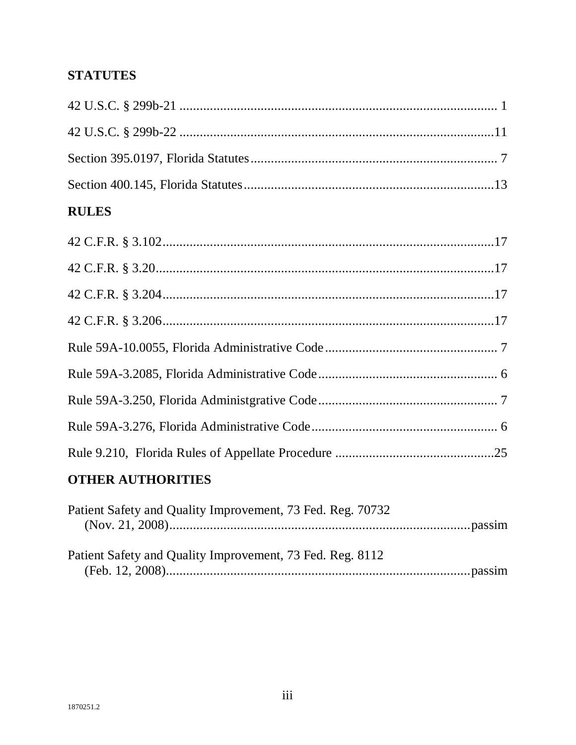## STATUTES

42 U.S.C. § 299b-21 .............................................................................................. 1

42 U.S.C. § 299b-22 .............................................................................................11

Section 395.0197, Florida Statutes.......................................................................... 7

Section 400.145, Florida Statutes...........................................................................13

## RULES

42 C.F.R. § 3.102...................................................................................................17

42 C.F.R. § 3.20.....................................................................................................17

42 C.F.R. § 3.204...................................................................................................17

42 C.F.R. § 3.206...................................................................................................17

Rule 59A-10.0055, Florida Administrative Code.................................................... 7

Rule 59A-3.2085, Florida Administrative Code...................................................... 6

Rule 59A-3.250, Florida Administgrative Code...................................................... 7

Rule 59A-3.276, Florida Administrative Code........................................................ 6

Rule 9.210, Florida Rules of Appellate Procedure ...............................................25

## OTHER AUTHORITIES

Patient Safety and Quality Improvement, 73 Fed. Reg. 70732 (Nov. 21, 2008)..........................................................................................passim

Patient Safety and Quality Improvement, 73 Fed. Reg. 8112 (Feb. 12, 2008)...........................................................................................passim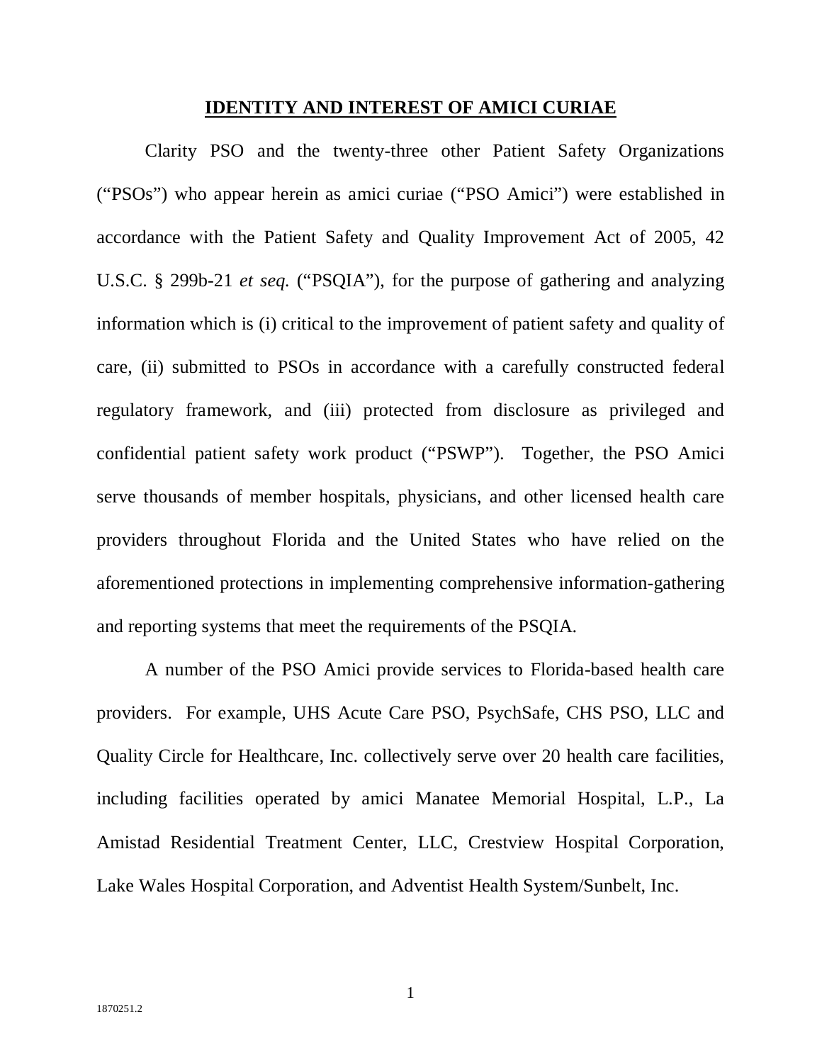## IDENTITY AND INTEREST OF AMICI CURIAE

Clarity PSO and the twenty-three other Patient Safety Organizations ("PSOs") who appear herein as amici curiae ("PSO Amici") were established in accordance with the Patient Safety and Quality Improvement Act of 2005, 42 U.S.C. § 299b-21 *et seq.* ("PSQIA"), for the purpose of gathering and analyzing information which is (i) critical to the improvement of patient safety and quality of care, (ii) submitted to PSOs in accordance with a carefully constructed federal regulatory framework, and (iii) protected from disclosure as privileged and confidential patient safety work product ("PSWP"). Together, the PSO Amici serve thousands of member hospitals, physicians, and other licensed health care providers throughout Florida and the United States who have relied on the aforementioned protections in implementing comprehensive information-gathering and reporting systems that meet the requirements of the PSQIA.

A number of the PSO Amici provide services to Florida-based health care providers. For example, UHS Acute Care PSO, PsychSafe, CHS PSO, LLC and Quality Circle for Healthcare, Inc. collectively serve over 20 health care facilities, including facilities operated by amici Manatee Memorial Hospital, L.P., La Amistad Residential Treatment Center, LLC, Crestview Hospital Corporation, Lake Wales Hospital Corporation, and Adventist Health System/Sunbelt, Inc.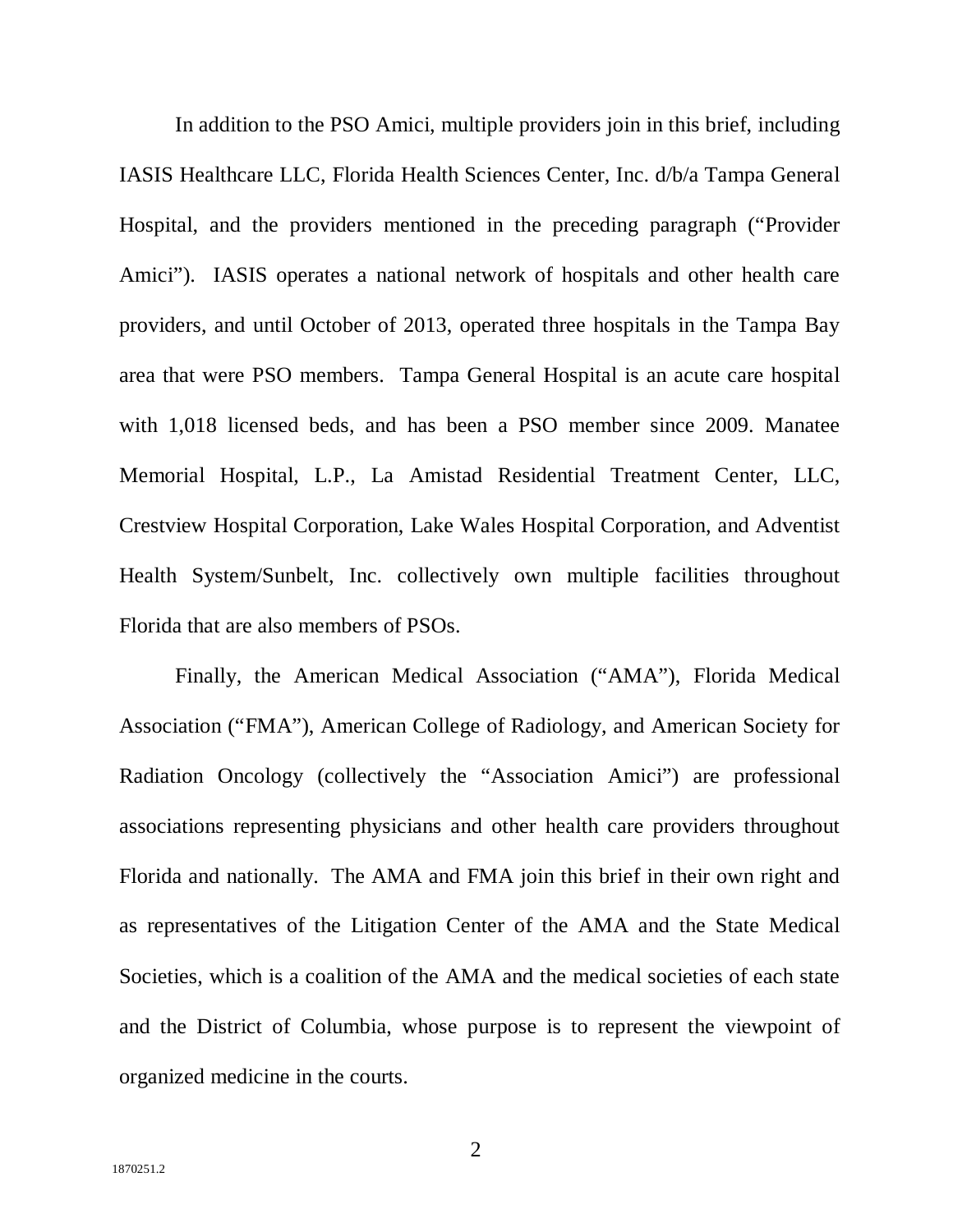In addition to the PSO Amici, multiple providers join in this brief, including IASIS Healthcare LLC, Florida Health Sciences Center, Inc. d/b/a Tampa General Hospital, and the providers mentioned in the preceding paragraph ("Provider Amici"). IASIS operates a national network of hospitals and other health care providers, and until October of 2013, operated three hospitals in the Tampa Bay area that were PSO members. Tampa General Hospital is an acute care hospital with 1,018 licensed beds, and has been a PSO member since 2009. Manatee Memorial Hospital, L.P., La Amistad Residential Treatment Center, LLC, Crestview Hospital Corporation, Lake Wales Hospital Corporation, and Adventist Health System/Sunbelt, Inc. collectively own multiple facilities throughout Florida that are also members of PSOs.

Finally, the American Medical Association ("AMA"), Florida Medical Association ("FMA"), American College of Radiology, and American Society for Radiation Oncology (collectively the "Association Amici") are professional associations representing physicians and other health care providers throughout Florida and nationally. The AMA and FMA join this brief in their own right and as representatives of the Litigation Center of the AMA and the State Medical Societies, which is a coalition of the AMA and the medical societies of each state and the District of Columbia, whose purpose is to represent the viewpoint of organized medicine in the courts.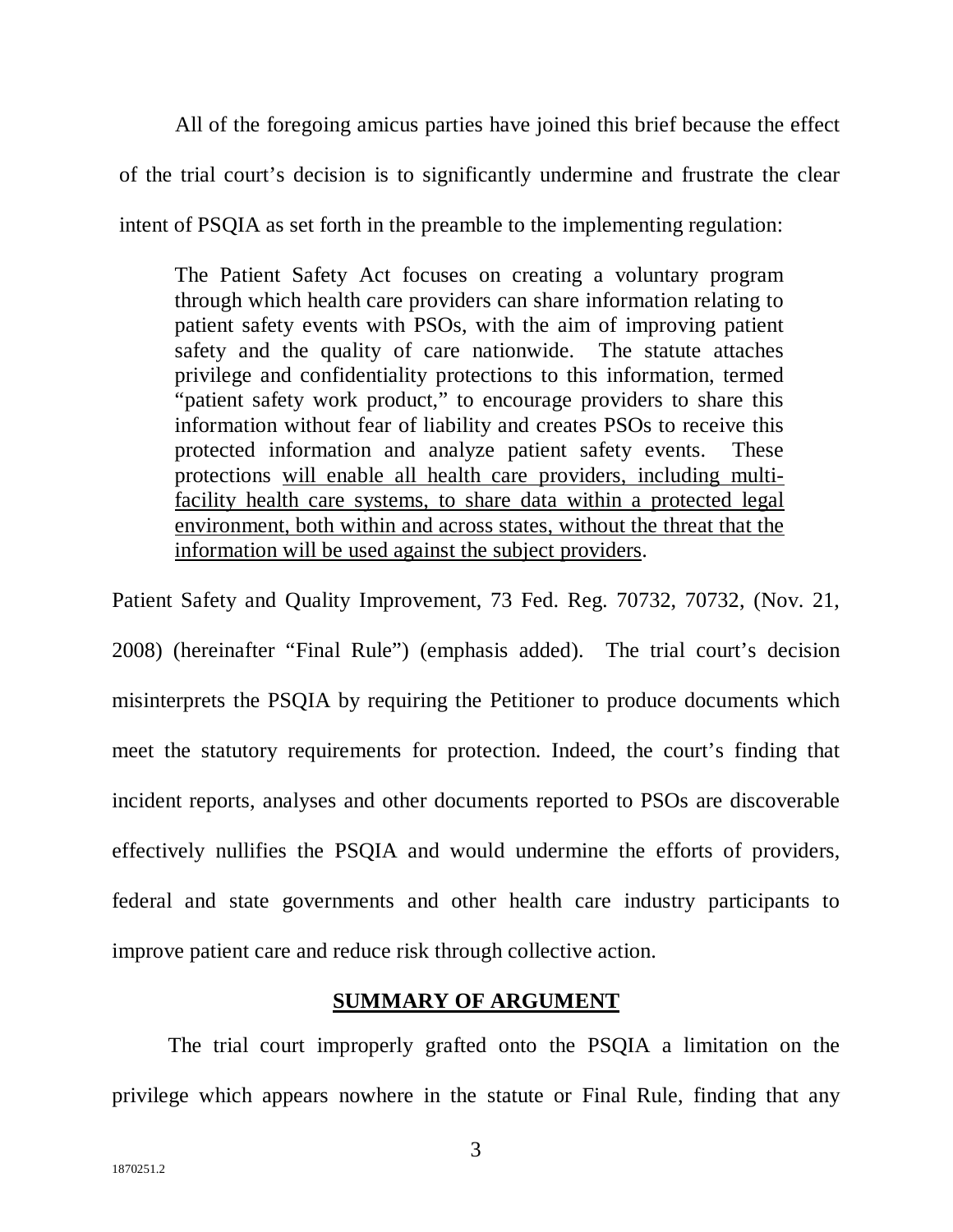All of the foregoing amicus parties have joined this brief because the effect of the trial court's decision is to significantly undermine and frustrate the clear intent of PSQIA as set forth in the preamble to the implementing regulation:

> The Patient Safety Act focuses on creating a voluntary program through which health care providers can share information relating to patient safety events with PSOs, with the aim of improving patient safety and the quality of care nationwide. The statute attaches privilege and confidentiality protections to this information, termed "patient safety work product," to encourage providers to share this information without fear of liability and creates PSOs to receive this protected information and analyze patient safety events. These protections <u>will enable all health care providers, including multi-facility health care systems, to share data within a protected legal environment, both within and across states, without the threat that the information will be used against the subject providers</u>.

Patient Safety and Quality Improvement, 73 Fed. Reg. 70732, 70732, (Nov. 21, 2008) (hereinafter "Final Rule") (emphasis added). The trial court's decision misinterprets the PSQIA by requiring the Petitioner to produce documents which meet the statutory requirements for protection. Indeed, the court's finding that incident reports, analyses and other documents reported to PSOs are discoverable effectively nullifies the PSQIA and would undermine the efforts of providers, federal and state governments and other health care industry participants to improve patient care and reduce risk through collective action.

## SUMMARY OF ARGUMENT

The trial court improperly grafted onto the PSQIA a limitation on the privilege which appears nowhere in the statute or Final Rule, finding that any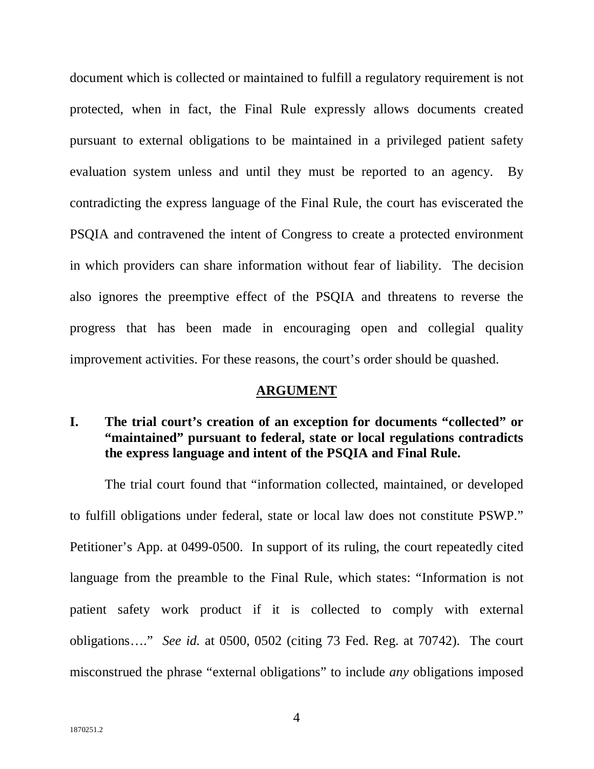document which is collected or maintained to fulfill a regulatory requirement is not protected, when in fact, the Final Rule expressly allows documents created pursuant to external obligations to be maintained in a privileged patient safety evaluation system unless and until they must be reported to an agency. By contradicting the express language of the Final Rule, the court has eviscerated the PSQIA and contravened the intent of Congress to create a protected environment in which providers can share information without fear of liability. The decision also ignores the preemptive effect of the PSQIA and threatens to reverse the progress that has been made in encouraging open and collegial quality improvement activities. For these reasons, the court's order should be quashed.

## ARGUMENT

### I. The trial court's creation of an exception for documents "collected" or "maintained" pursuant to federal, state or local regulations contradicts the express language and intent of the PSQIA and Final Rule.

The trial court found that "information collected, maintained, or developed to fulfill obligations under federal, state or local law does not constitute PSWP." Petitioner's App. at 0499-0500. In support of its ruling, the court repeatedly cited language from the preamble to the Final Rule, which states: "Information is not patient safety work product if it is collected to comply with external obligations…." *See id.* at 0500, 0502 (citing 73 Fed. Reg. at 70742). The court misconstrued the phrase "external obligations" to include *any* obligations imposed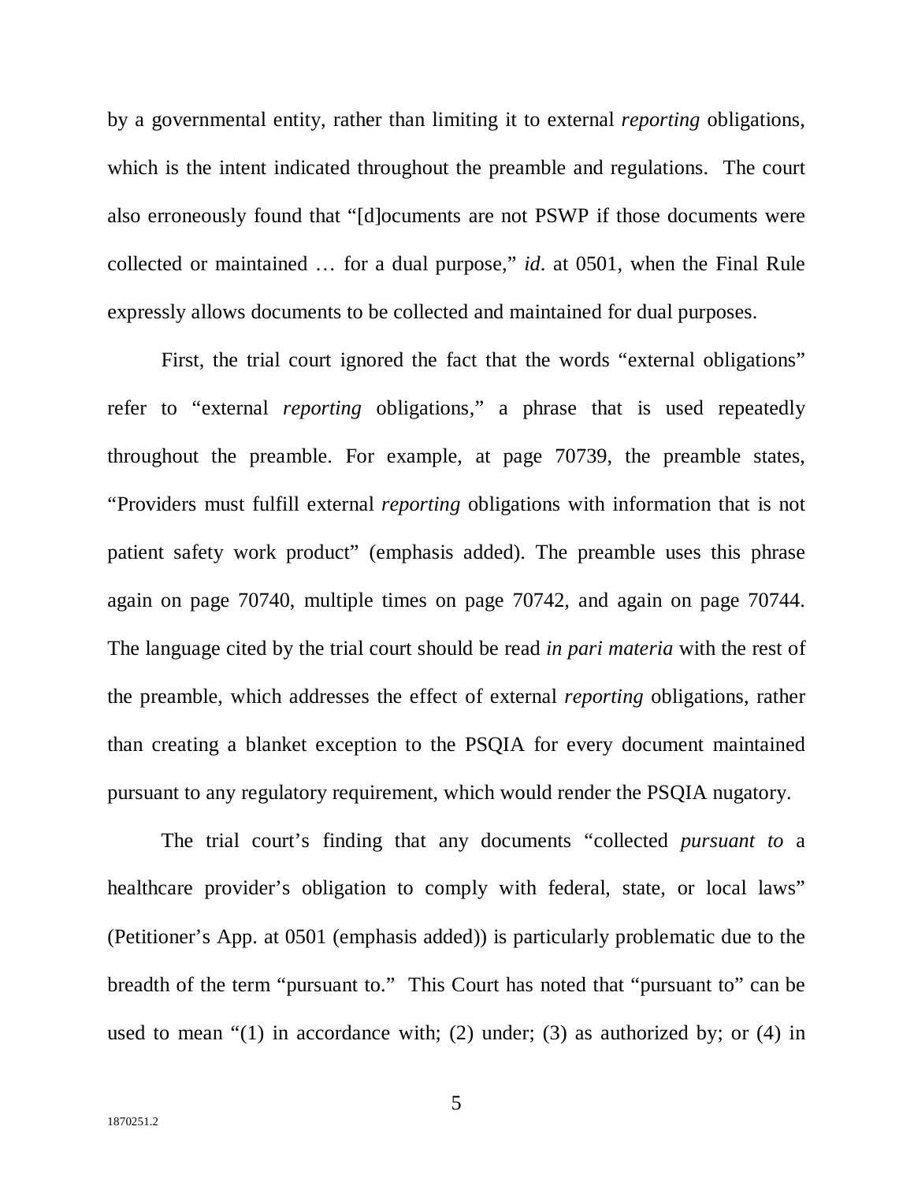by a governmental entity, rather than limiting it to external *reporting* obligations, which is the intent indicated throughout the preamble and regulations. The court also erroneously found that "[d]ocuments are not PSWP if those documents were collected or maintained … for a dual purpose," *id*. at 0501, when the Final Rule expressly allows documents to be collected and maintained for dual purposes.

First, the trial court ignored the fact that the words "external obligations" refer to "external *reporting* obligations," a phrase that is used repeatedly throughout the preamble. For example, at page 70739, the preamble states, "Providers must fulfill external *reporting* obligations with information that is not patient safety work product" (emphasis added). The preamble uses this phrase again on page 70740, multiple times on page 70742, and again on page 70744. The language cited by the trial court should be read *in pari materia* with the rest of the preamble, which addresses the effect of external *reporting* obligations, rather than creating a blanket exception to the PSQIA for every document maintained pursuant to any regulatory requirement, which would render the PSQIA nugatory.

The trial court's finding that any documents "collected *pursuant to* a healthcare provider's obligation to comply with federal, state, or local laws" (Petitioner's App. at 0501 (emphasis added)) is particularly problematic due to the breadth of the term "pursuant to." This Court has noted that "pursuant to" can be used to mean "(1) in accordance with; (2) under; (3) as authorized by; or (4) in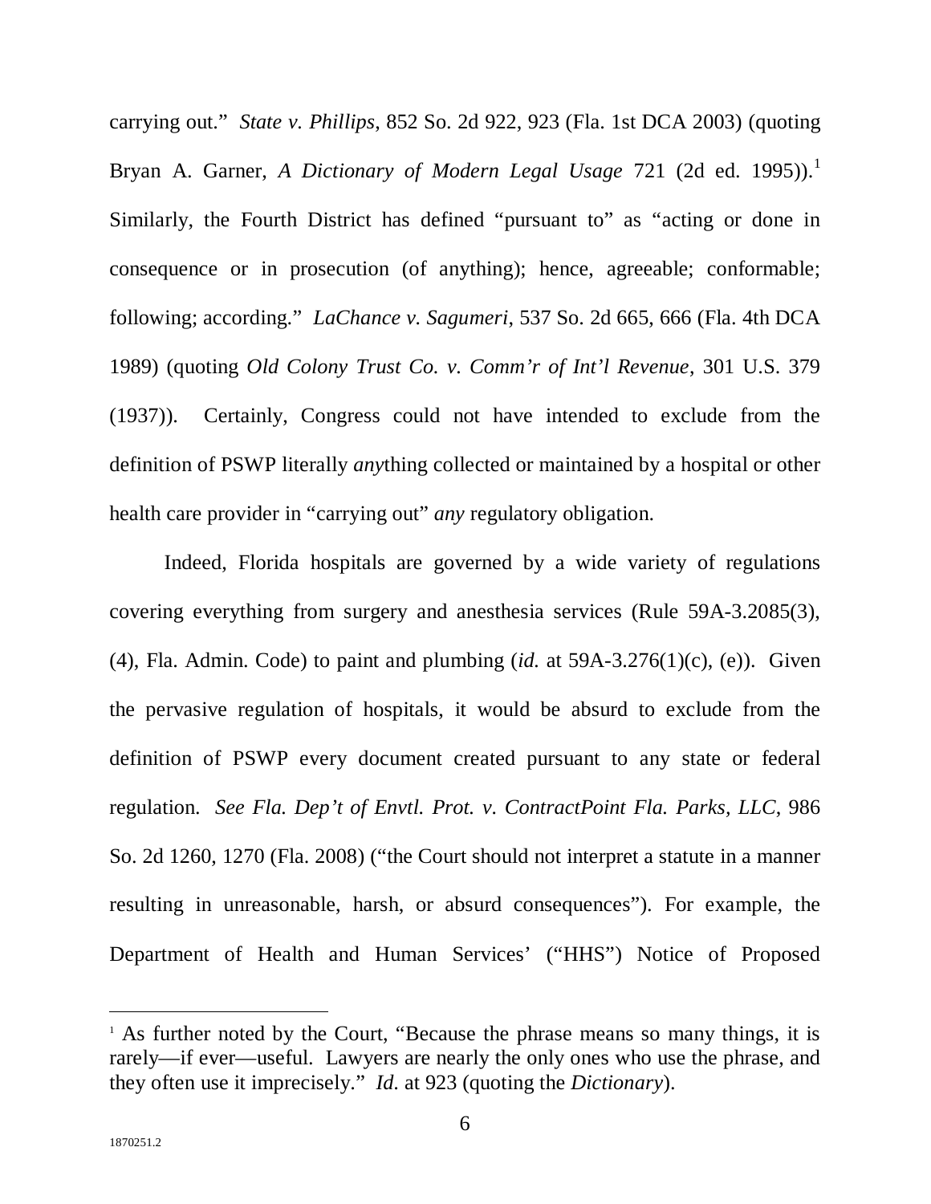carrying out." *State v. Phillips*, 852 So. 2d 922, 923 (Fla. 1st DCA 2003) (quoting Bryan A. Garner, *A Dictionary of Modern Legal Usage* 721 (2d ed. 1995)).[1] Similarly, the Fourth District has defined "pursuant to" as "acting or done in consequence or in prosecution (of anything); hence, agreeable; conformable; following; according." *LaChance v. Sagumeri*, 537 So. 2d 665, 666 (Fla. 4th DCA 1989) (quoting *Old Colony Trust Co. v. Comm'r of Int'l Revenue*, 301 U.S. 379 (1937)). Certainly, Congress could not have intended to exclude from the definition of PSWP literally *any*thing collected or maintained by a hospital or other health care provider in "carrying out" *any* regulatory obligation.

Indeed, Florida hospitals are governed by a wide variety of regulations covering everything from surgery and anesthesia services (Rule 59A-3.2085(3), (4), Fla. Admin. Code) to paint and plumbing (*id.* at 59A-3.276(1)(c), (e)). Given the pervasive regulation of hospitals, it would be absurd to exclude from the definition of PSWP every document created pursuant to any state or federal regulation. *See Fla. Dep't of Envtl. Prot. v. ContractPoint Fla. Parks, LLC*, 986 So. 2d 1260, 1270 (Fla. 2008) ("the Court should not interpret a statute in a manner resulting in unreasonable, harsh, or absurd consequences"). For example, the Department of Health and Human Services' ("HHS") Notice of Proposed

[1] As further noted by the Court, "Because the phrase means so many things, it is rarely—if ever—useful. Lawyers are nearly the only ones who use the phrase, and they often use it imprecisely." *Id.* at 923 (quoting the *Dictionary*).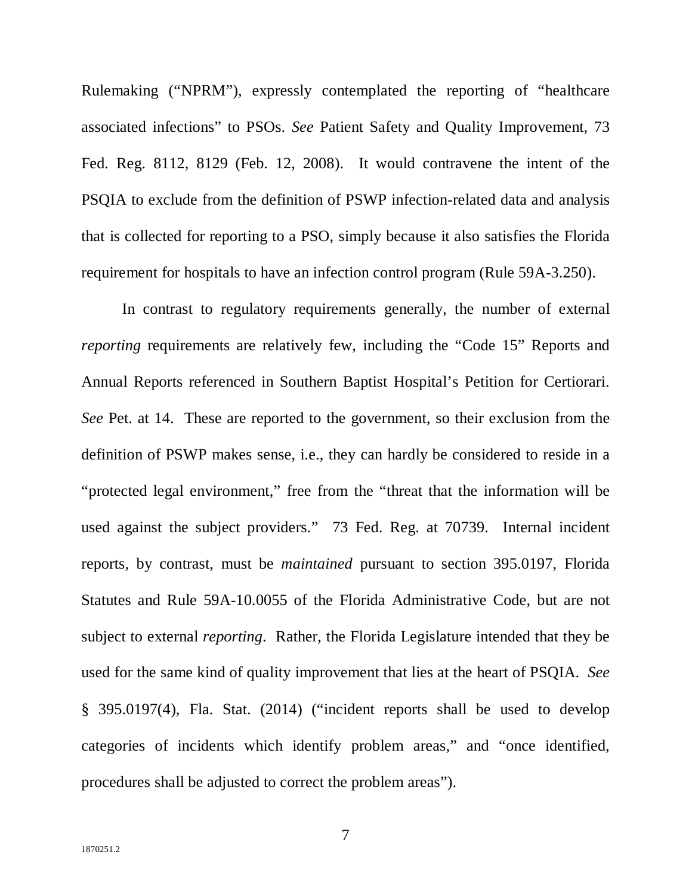Rulemaking ("NPRM"), expressly contemplated the reporting of "healthcare associated infections" to PSOs. *See* Patient Safety and Quality Improvement, 73 Fed. Reg. 8112, 8129 (Feb. 12, 2008). It would contravene the intent of the PSQIA to exclude from the definition of PSWP infection-related data and analysis that is collected for reporting to a PSO, simply because it also satisfies the Florida requirement for hospitals to have an infection control program (Rule 59A-3.250).

In contrast to regulatory requirements generally, the number of external *reporting* requirements are relatively few, including the "Code 15" Reports and Annual Reports referenced in Southern Baptist Hospital's Petition for Certiorari. *See* Pet. at 14. These are reported to the government, so their exclusion from the definition of PSWP makes sense, i.e., they can hardly be considered to reside in a "protected legal environment," free from the "threat that the information will be used against the subject providers." 73 Fed. Reg. at 70739. Internal incident reports, by contrast, must be *maintained* pursuant to section 395.0197, Florida Statutes and Rule 59A-10.0055 of the Florida Administrative Code, but are not subject to external *reporting*. Rather, the Florida Legislature intended that they be used for the same kind of quality improvement that lies at the heart of PSQIA. *See* § 395.0197(4), Fla. Stat. (2014) ("incident reports shall be used to develop categories of incidents which identify problem areas," and "once identified, procedures shall be adjusted to correct the problem areas").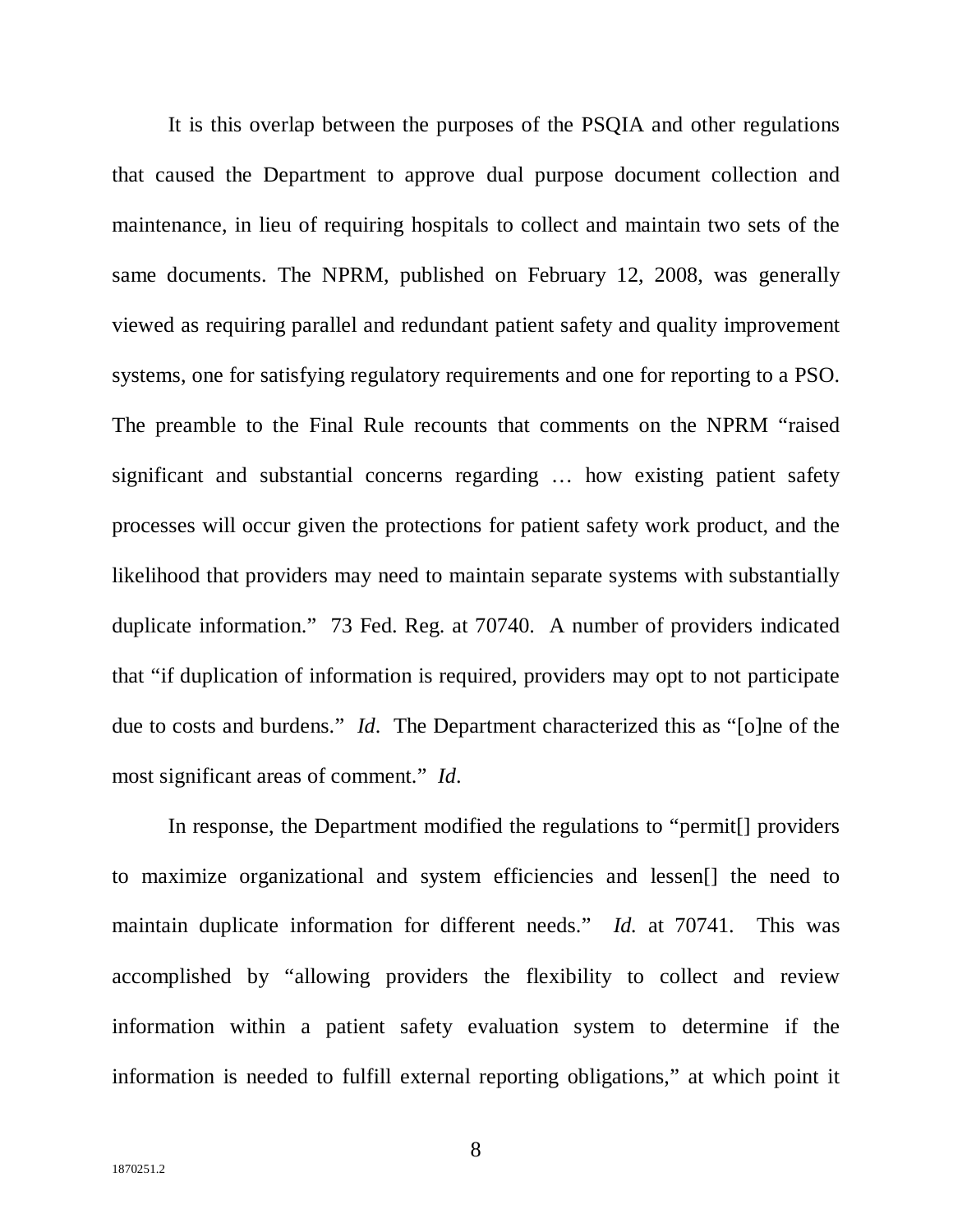It is this overlap between the purposes of the PSQIA and other regulations that caused the Department to approve dual purpose document collection and maintenance, in lieu of requiring hospitals to collect and maintain two sets of the same documents. The NPRM, published on February 12, 2008, was generally viewed as requiring parallel and redundant patient safety and quality improvement systems, one for satisfying regulatory requirements and one for reporting to a PSO. The preamble to the Final Rule recounts that comments on the NPRM "raised significant and substantial concerns regarding … how existing patient safety processes will occur given the protections for patient safety work product, and the likelihood that providers may need to maintain separate systems with substantially duplicate information." 73 Fed. Reg. at 70740. A number of providers indicated that "if duplication of information is required, providers may opt to not participate due to costs and burdens." *Id*. The Department characterized this as "[o]ne of the most significant areas of comment." *Id*.

In response, the Department modified the regulations to "permit[] providers to maximize organizational and system efficiencies and lessen[] the need to maintain duplicate information for different needs." *Id.* at 70741. This was accomplished by "allowing providers the flexibility to collect and review information within a patient safety evaluation system to determine if the information is needed to fulfill external reporting obligations," at which point it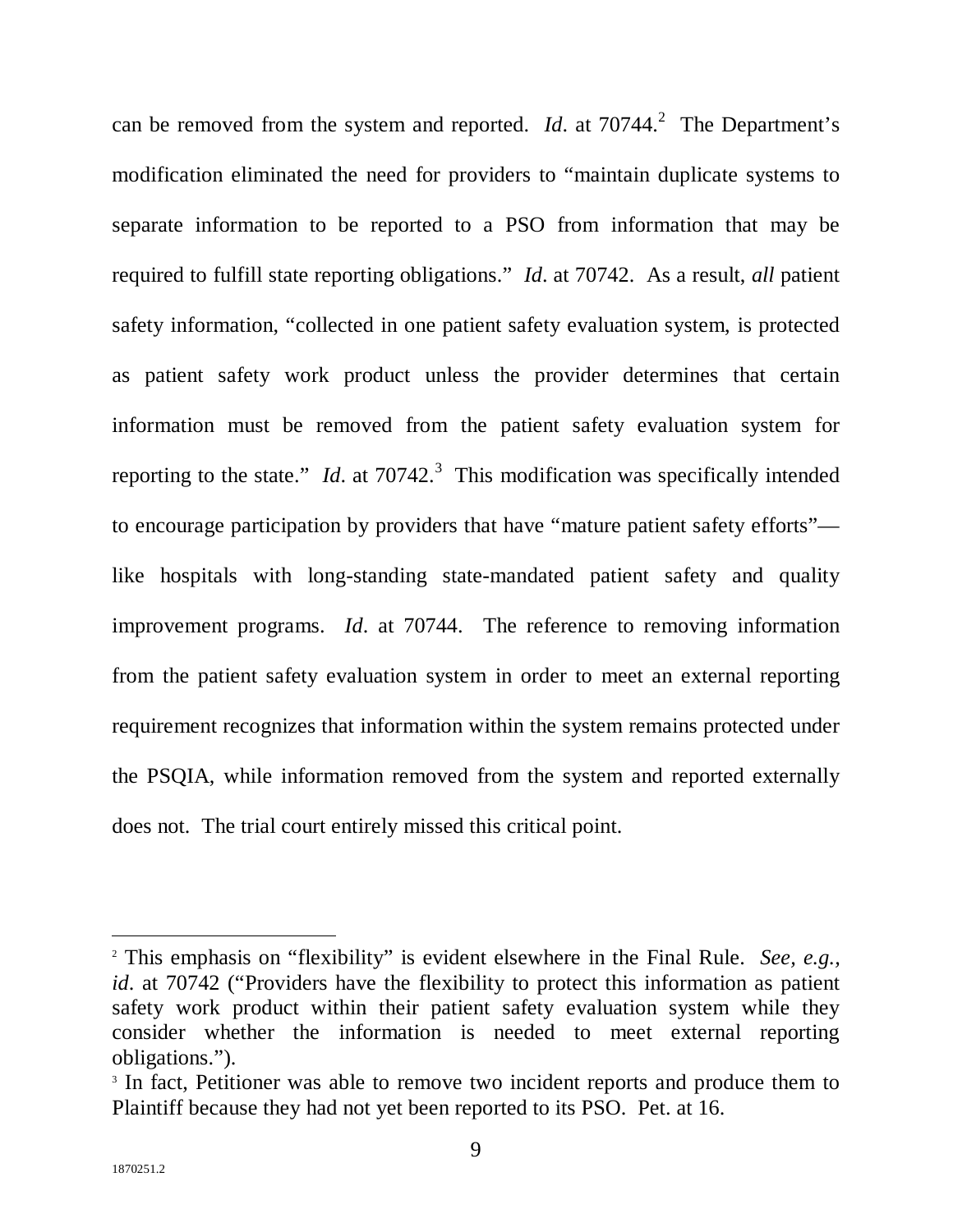can be removed from the system and reported. *Id*. at 70744.[2] The Department's modification eliminated the need for providers to "maintain duplicate systems to separate information to be reported to a PSO from information that may be required to fulfill state reporting obligations." *Id*. at 70742. As a result, *all* patient safety information, "collected in one patient safety evaluation system, is protected as patient safety work product unless the provider determines that certain information must be removed from the patient safety evaluation system for reporting to the state." *Id*. at 70742.[3] This modification was specifically intended to encourage participation by providers that have "mature patient safety efforts"—like hospitals with long-standing state-mandated patient safety and quality improvement programs. *Id*. at 70744. The reference to removing information from the patient safety evaluation system in order to meet an external reporting requirement recognizes that information within the system remains protected under the PSQIA, while information removed from the system and reported externally does not. The trial court entirely missed this critical point.

---

[2] This emphasis on "flexibility" is evident elsewhere in the Final Rule. *See, e.g.*, *id*. at 70742 ("Providers have the flexibility to protect this information as patient safety work product within their patient safety evaluation system while they consider whether the information is needed to meet external reporting obligations.").

[3] In fact, Petitioner was able to remove two incident reports and produce them to Plaintiff because they had not yet been reported to its PSO. Pet. at 16.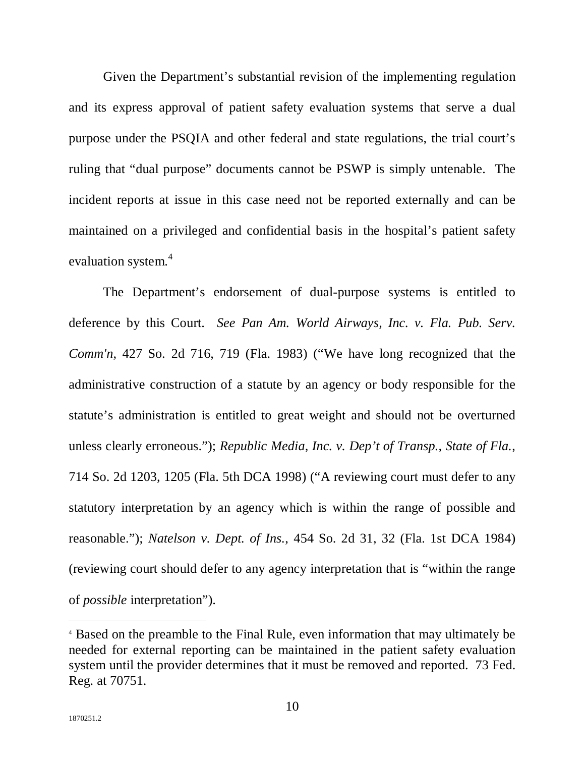Given the Department's substantial revision of the implementing regulation and its express approval of patient safety evaluation systems that serve a dual purpose under the PSQIA and other federal and state regulations, the trial court's ruling that "dual purpose" documents cannot be PSWP is simply untenable. The incident reports at issue in this case need not be reported externally and can be maintained on a privileged and confidential basis in the hospital's patient safety evaluation system.[4]

The Department's endorsement of dual-purpose systems is entitled to deference by this Court. *See Pan Am. World Airways, Inc. v. Fla. Pub. Serv. Comm'n*, 427 So. 2d 716, 719 (Fla. 1983) ("We have long recognized that the administrative construction of a statute by an agency or body responsible for the statute's administration is entitled to great weight and should not be overturned unless clearly erroneous."); *Republic Media, Inc. v. Dep't of Transp., State of Fla.*, 714 So. 2d 1203, 1205 (Fla. 5th DCA 1998) ("A reviewing court must defer to any statutory interpretation by an agency which is within the range of possible and reasonable."); *Natelson v. Dept. of Ins.*, 454 So. 2d 31, 32 (Fla. 1st DCA 1984) (reviewing court should defer to any agency interpretation that is "within the range of *possible* interpretation").

---

[4] Based on the preamble to the Final Rule, even information that may ultimately be needed for external reporting can be maintained in the patient safety evaluation system until the provider determines that it must be removed and reported. 73 Fed. Reg. at 70751.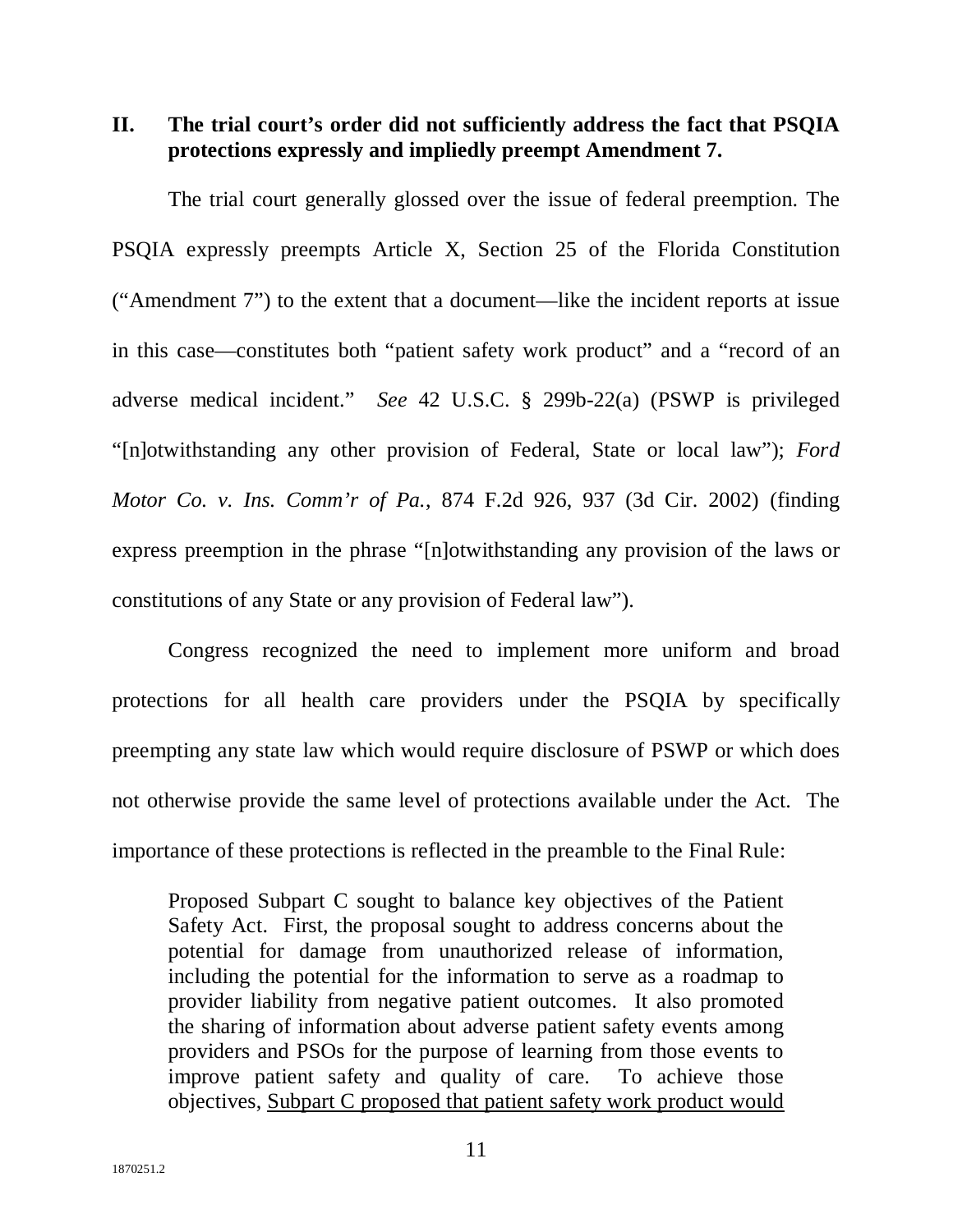## II. The trial court's order did not sufficiently address the fact that PSQIA protections expressly and impliedly preempt Amendment 7.

The trial court generally glossed over the issue of federal preemption. The PSQIA expressly preempts Article X, Section 25 of the Florida Constitution ("Amendment 7") to the extent that a document—like the incident reports at issue in this case—constitutes both "patient safety work product" and a "record of an adverse medical incident." *See* 42 U.S.C. § 299b-22(a) (PSWP is privileged "[n]otwithstanding any other provision of Federal, State or local law"); *Ford Motor Co. v. Ins. Comm'r of Pa.*, 874 F.2d 926, 937 (3d Cir. 2002) (finding express preemption in the phrase "[n]otwithstanding any provision of the laws or constitutions of any State or any provision of Federal law").

Congress recognized the need to implement more uniform and broad protections for all health care providers under the PSQIA by specifically preempting any state law which would require disclosure of PSWP or which does not otherwise provide the same level of protections available under the Act. The importance of these protections is reflected in the preamble to the Final Rule:

> Proposed Subpart C sought to balance key objectives of the Patient Safety Act. First, the proposal sought to address concerns about the potential for damage from unauthorized release of information, including the potential for the information to serve as a roadmap to provider liability from negative patient outcomes. It also promoted the sharing of information about adverse patient safety events among providers and PSOs for the purpose of learning from those events to improve patient safety and quality of care. To achieve those objectives, <u>Subpart C proposed that patient safety work product would</u>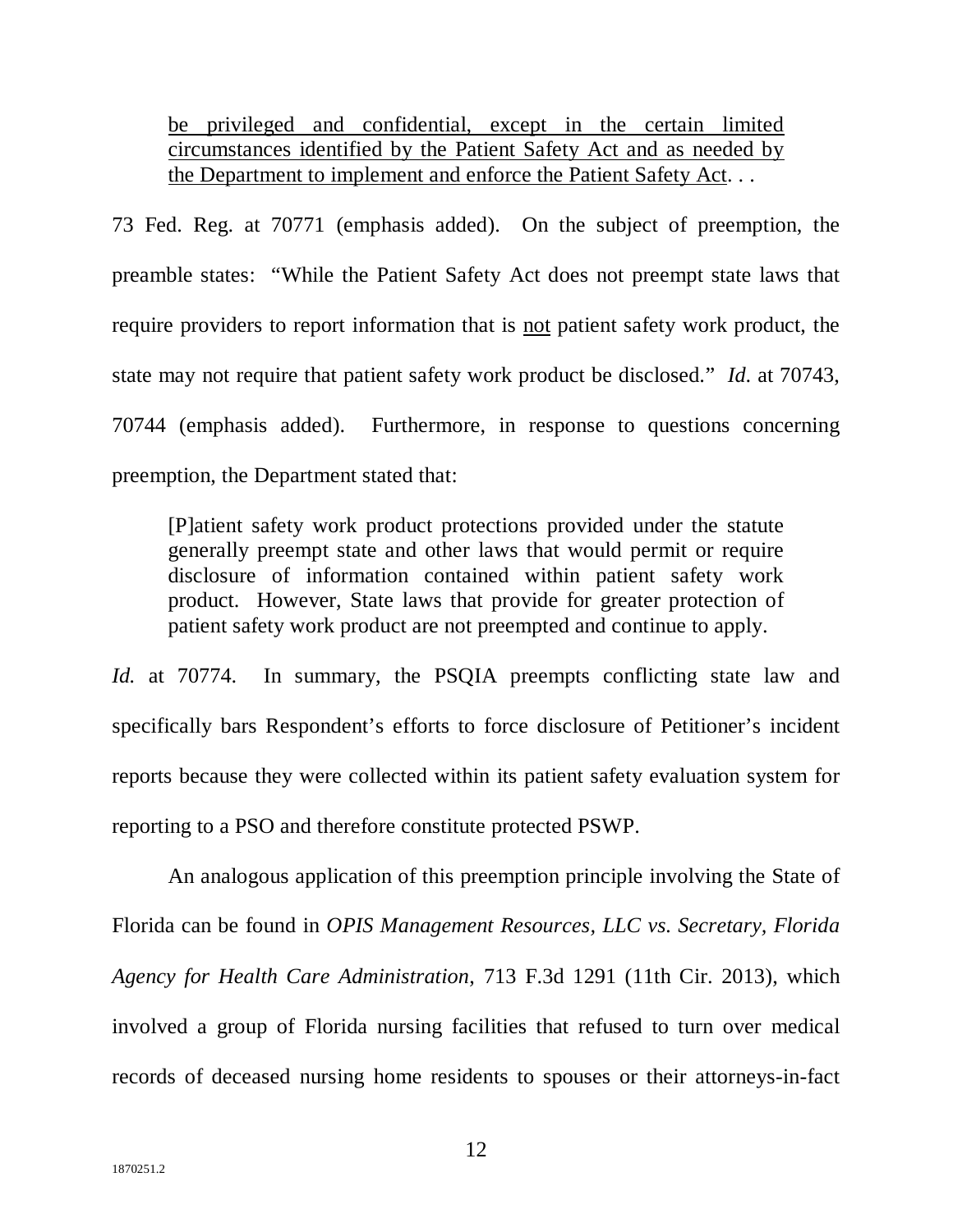> <u>be privileged and confidential, except in the certain limited circumstances identified by the Patient Safety Act and as needed by the Department to implement and enforce the Patient Safety Act</u>. . .

73 Fed. Reg. at 70771 (emphasis added). On the subject of preemption, the preamble states: "While the Patient Safety Act does not preempt state laws that require providers to report information that is <u>not</u> patient safety work product, the state may not require that patient safety work product be disclosed." *Id*. at 70743, 70744 (emphasis added). Furthermore, in response to questions concerning preemption, the Department stated that:

> [P]atient safety work product protections provided under the statute generally preempt state and other laws that would permit or require disclosure of information contained within patient safety work product. However, State laws that provide for greater protection of patient safety work product are not preempted and continue to apply.

*Id.* at 70774. In summary, the PSQIA preempts conflicting state law and specifically bars Respondent's efforts to force disclosure of Petitioner's incident reports because they were collected within its patient safety evaluation system for reporting to a PSO and therefore constitute protected PSWP.

An analogous application of this preemption principle involving the State of Florida can be found in *OPIS Management Resources, LLC vs. Secretary, Florida Agency for Health Care Administration*, 713 F.3d 1291 (11th Cir. 2013), which involved a group of Florida nursing facilities that refused to turn over medical records of deceased nursing home residents to spouses or their attorneys-in-fact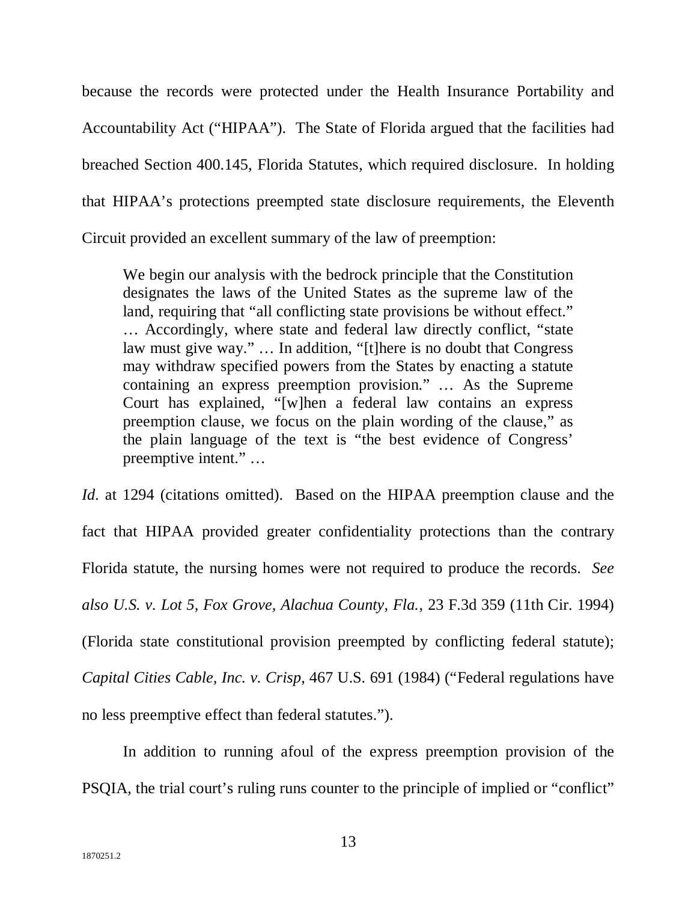because the records were protected under the Health Insurance Portability and Accountability Act ("HIPAA"). The State of Florida argued that the facilities had breached Section 400.145, Florida Statutes, which required disclosure. In holding that HIPAA's protections preempted state disclosure requirements, the Eleventh Circuit provided an excellent summary of the law of preemption:

> We begin our analysis with the bedrock principle that the Constitution designates the laws of the United States as the supreme law of the land, requiring that "all conflicting state provisions be without effect." … Accordingly, where state and federal law directly conflict, "state law must give way." … In addition, "[t]here is no doubt that Congress may withdraw specified powers from the States by enacting a statute containing an express preemption provision." … As the Supreme Court has explained, "[w]hen a federal law contains an express preemption clause, we focus on the plain wording of the clause," as the plain language of the text is "the best evidence of Congress' preemptive intent." …

*Id.* at 1294 (citations omitted). Based on the HIPAA preemption clause and the fact that HIPAA provided greater confidentiality protections than the contrary Florida statute, the nursing homes were not required to produce the records. *See also U.S. v. Lot 5, Fox Grove, Alachua County, Fla.*, 23 F.3d 359 (11th Cir. 1994) (Florida state constitutional provision preempted by conflicting federal statute); *Capital Cities Cable, Inc. v. Crisp*, 467 U.S. 691 (1984) ("Federal regulations have no less preemptive effect than federal statutes.").

In addition to running afoul of the express preemption provision of the PSQIA, the trial court's ruling runs counter to the principle of implied or "conflict"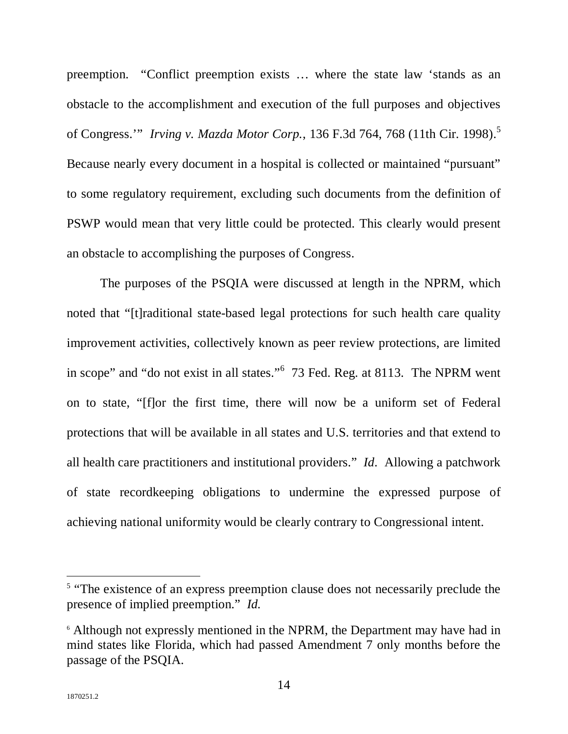preemption. "Conflict preemption exists … where the state law 'stands as an obstacle to the accomplishment and execution of the full purposes and objectives of Congress.'" *Irving v. Mazda Motor Corp.*, 136 F.3d 764, 768 (11th Cir. 1998).[5] Because nearly every document in a hospital is collected or maintained "pursuant" to some regulatory requirement, excluding such documents from the definition of PSWP would mean that very little could be protected. This clearly would present an obstacle to accomplishing the purposes of Congress.

The purposes of the PSQIA were discussed at length in the NPRM, which noted that "[t]raditional state-based legal protections for such health care quality improvement activities, collectively known as peer review protections, are limited in scope" and "do not exist in all states."[6] 73 Fed. Reg. at 8113. The NPRM went on to state, "[f]or the first time, there will now be a uniform set of Federal protections that will be available in all states and U.S. territories and that extend to all health care practitioners and institutional providers." *Id*. Allowing a patchwork of state recordkeeping obligations to undermine the expressed purpose of achieving national uniformity would be clearly contrary to Congressional intent.

---

[5] "The existence of an express preemption clause does not necessarily preclude the presence of implied preemption." *Id.*

[6] Although not expressly mentioned in the NPRM, the Department may have had in mind states like Florida, which had passed Amendment 7 only months before the passage of the PSQIA.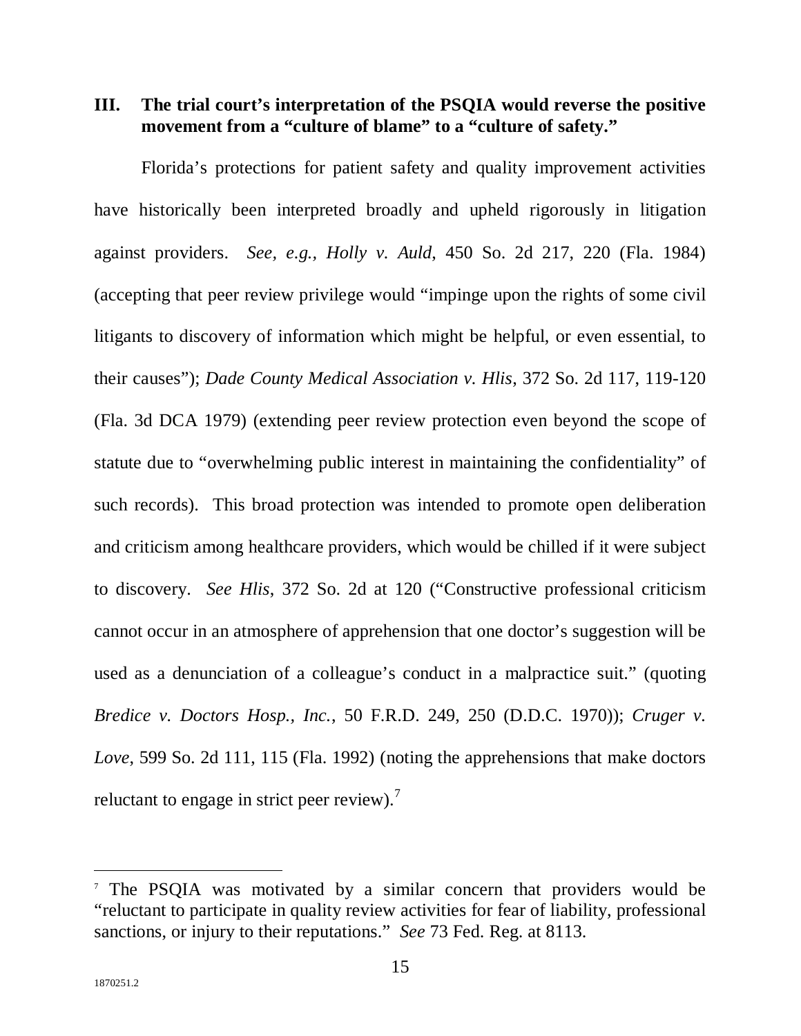## III. The trial court's interpretation of the PSQIA would reverse the positive movement from a "culture of blame" to a "culture of safety."

Florida's protections for patient safety and quality improvement activities have historically been interpreted broadly and upheld rigorously in litigation against providers. *See, e.g., Holly v. Auld*, 450 So. 2d 217, 220 (Fla. 1984) (accepting that peer review privilege would "impinge upon the rights of some civil litigants to discovery of information which might be helpful, or even essential, to their causes"); *Dade County Medical Association v. Hlis*, 372 So. 2d 117, 119-120 (Fla. 3d DCA 1979) (extending peer review protection even beyond the scope of statute due to "overwhelming public interest in maintaining the confidentiality" of such records). This broad protection was intended to promote open deliberation and criticism among healthcare providers, which would be chilled if it were subject to discovery. *See Hlis*, 372 So. 2d at 120 ("Constructive professional criticism cannot occur in an atmosphere of apprehension that one doctor's suggestion will be used as a denunciation of a colleague's conduct in a malpractice suit." (quoting *Bredice v. Doctors Hosp., Inc.*, 50 F.R.D. 249, 250 (D.D.C. 1970)); *Cruger v. Love*, 599 So. 2d 111, 115 (Fla. 1992) (noting the apprehensions that make doctors reluctant to engage in strict peer review).[7]

---

[7] The PSQIA was motivated by a similar concern that providers would be "reluctant to participate in quality review activities for fear of liability, professional sanctions, or injury to their reputations." *See* 73 Fed. Reg. at 8113.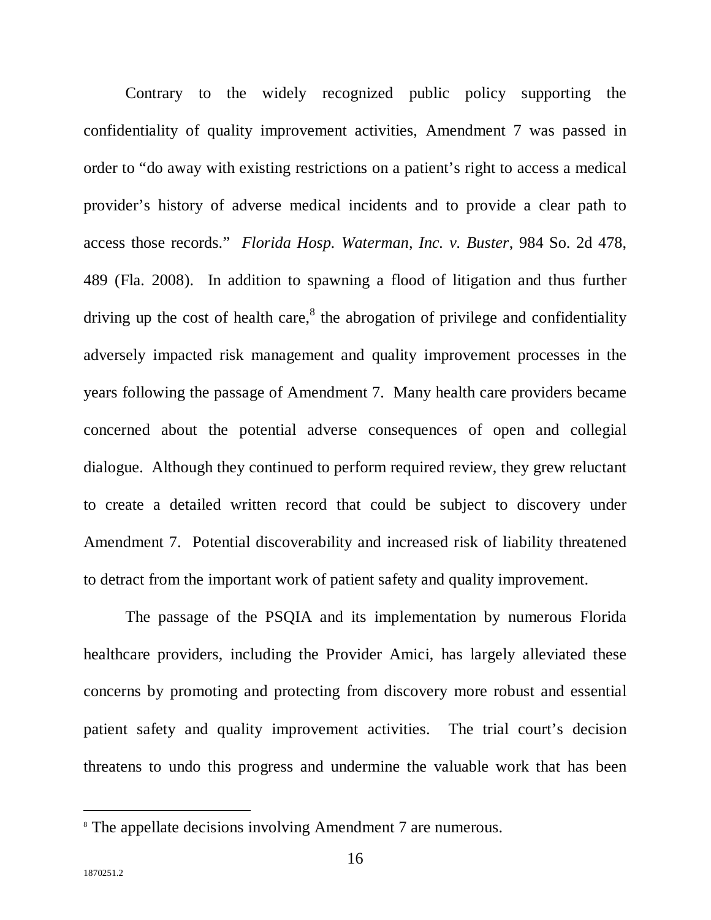Contrary to the widely recognized public policy supporting the confidentiality of quality improvement activities, Amendment 7 was passed in order to "do away with existing restrictions on a patient's right to access a medical provider's history of adverse medical incidents and to provide a clear path to access those records." *Florida Hosp. Waterman, Inc. v. Buster*, 984 So. 2d 478, 489 (Fla. 2008). In addition to spawning a flood of litigation and thus further driving up the cost of health care,[8] the abrogation of privilege and confidentiality adversely impacted risk management and quality improvement processes in the years following the passage of Amendment 7. Many health care providers became concerned about the potential adverse consequences of open and collegial dialogue. Although they continued to perform required review, they grew reluctant to create a detailed written record that could be subject to discovery under Amendment 7. Potential discoverability and increased risk of liability threatened to detract from the important work of patient safety and quality improvement.

The passage of the PSQIA and its implementation by numerous Florida healthcare providers, including the Provider Amici, has largely alleviated these concerns by promoting and protecting from discovery more robust and essential patient safety and quality improvement activities. The trial court's decision threatens to undo this progress and undermine the valuable work that has been

---

[8] The appellate decisions involving Amendment 7 are numerous.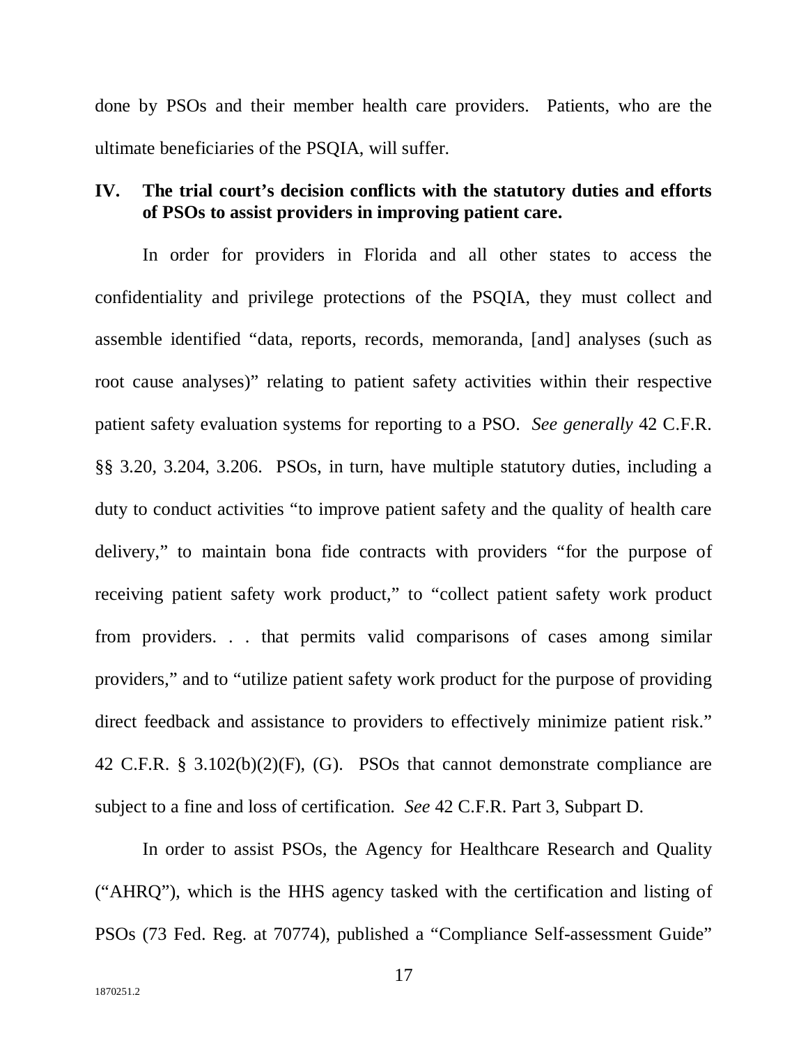done by PSOs and their member health care providers. Patients, who are the ultimate beneficiaries of the PSQIA, will suffer.

## IV. The trial court's decision conflicts with the statutory duties and efforts of PSOs to assist providers in improving patient care.

In order for providers in Florida and all other states to access the confidentiality and privilege protections of the PSQIA, they must collect and assemble identified "data, reports, records, memoranda, [and] analyses (such as root cause analyses)" relating to patient safety activities within their respective patient safety evaluation systems for reporting to a PSO. *See generally* 42 C.F.R. §§ 3.20, 3.204, 3.206. PSOs, in turn, have multiple statutory duties, including a duty to conduct activities "to improve patient safety and the quality of health care delivery," to maintain bona fide contracts with providers "for the purpose of receiving patient safety work product," to "collect patient safety work product from providers. . . that permits valid comparisons of cases among similar providers," and to "utilize patient safety work product for the purpose of providing direct feedback and assistance to providers to effectively minimize patient risk." 42 C.F.R. § 3.102(b)(2)(F), (G). PSOs that cannot demonstrate compliance are subject to a fine and loss of certification. *See* 42 C.F.R. Part 3, Subpart D.

In order to assist PSOs, the Agency for Healthcare Research and Quality ("AHRQ"), which is the HHS agency tasked with the certification and listing of PSOs (73 Fed. Reg. at 70774), published a "Compliance Self-assessment Guide"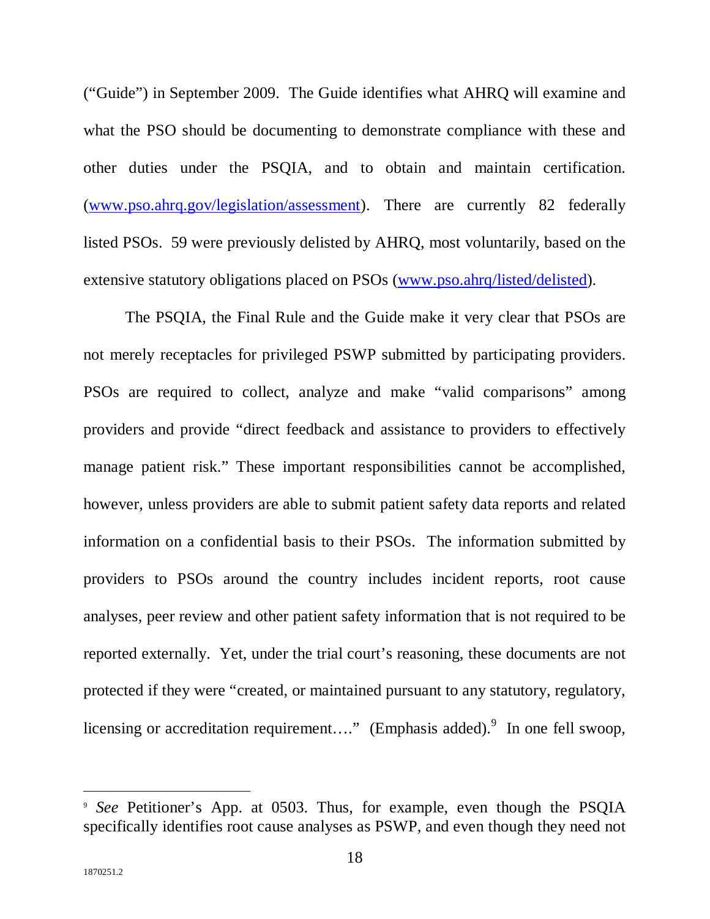("Guide") in September 2009. The Guide identifies what AHRQ will examine and what the PSO should be documenting to demonstrate compliance with these and other duties under the PSQIA, and to obtain and maintain certification. ([www.pso.ahrq.gov/legislation/assessment](www.pso.ahrq.gov/legislation/assessment)). There are currently 82 federally listed PSOs. 59 were previously delisted by AHRQ, most voluntarily, based on the extensive statutory obligations placed on PSOs ([www.pso.ahrq/listed/delisted](www.pso.ahrq/listed/delisted)).

The PSQIA, the Final Rule and the Guide make it very clear that PSOs are not merely receptacles for privileged PSWP submitted by participating providers. PSOs are required to collect, analyze and make "valid comparisons" among providers and provide "direct feedback and assistance to providers to effectively manage patient risk." These important responsibilities cannot be accomplished, however, unless providers are able to submit patient safety data reports and related information on a confidential basis to their PSOs. The information submitted by providers to PSOs around the country includes incident reports, root cause analyses, peer review and other patient safety information that is not required to be reported externally. Yet, under the trial court's reasoning, these documents are not protected if they were "created, or maintained pursuant to any statutory, regulatory, licensing or accreditation requirement…." (Emphasis added).[9] In one fell swoop,

---

[9] *See* Petitioner's App. at 0503. Thus, for example, even though the PSQIA specifically identifies root cause analyses as PSWP, and even though they need not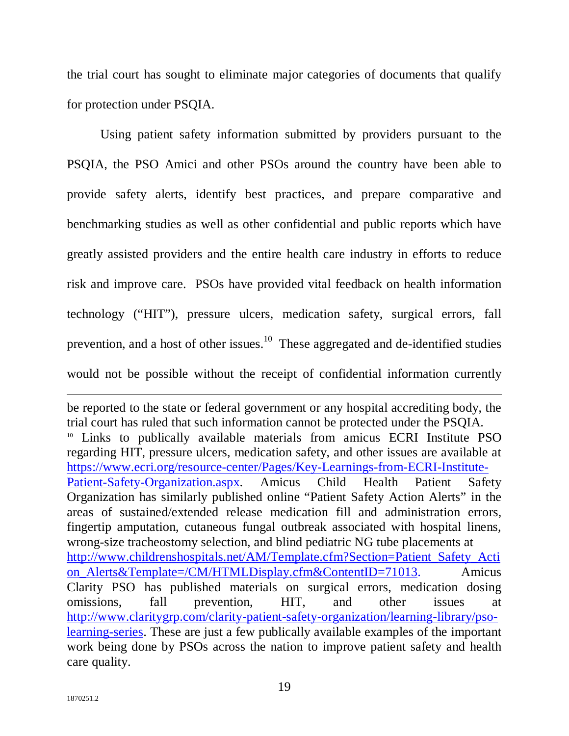the trial court has sought to eliminate major categories of documents that qualify for protection under PSQIA.

Using patient safety information submitted by providers pursuant to the PSQIA, the PSO Amici and other PSOs around the country have been able to provide safety alerts, identify best practices, and prepare comparative and benchmarking studies as well as other confidential and public reports which have greatly assisted providers and the entire health care industry in efforts to reduce risk and improve care. PSOs have provided vital feedback on health information technology ("HIT"), pressure ulcers, medication safety, surgical errors, fall prevention, and a host of other issues.[10] These aggregated and de-identified studies would not be possible without the receipt of confidential information currently

---

be reported to the state or federal government or any hospital accrediting body, the trial court has ruled that such information cannot be protected under the PSQIA.

[10] Links to publically available materials from amicus ECRI Institute PSO regarding HIT, pressure ulcers, medication safety, and other issues are available at https://www.ecri.org/resource-center/Pages/Key-Learnings-from-ECRI-Institute-Patient-Safety-Organization.aspx. Amicus Child Health Patient Safety Organization has similarly published online "Patient Safety Action Alerts" in the areas of sustained/extended release medication fill and administration errors, fingertip amputation, cutaneous fungal outbreak associated with hospital linens, wrong-size tracheostomy selection, and blind pediatric NG tube placements at http://www.childrenshospitals.net/AM/Template.cfm?Section=Patient_Safety_Action_Alerts&Template=/CM/HTMLDisplay.cfm&ContentID=71013. Amicus Clarity PSO has published materials on surgical errors, medication dosing omissions, fall prevention, HIT, and other issues at http://www.claritygrp.com/clarity-patient-safety-organization/learning-library/pso-learning-series. These are just a few publically available examples of the important work being done by PSOs across the nation to improve patient safety and health care quality.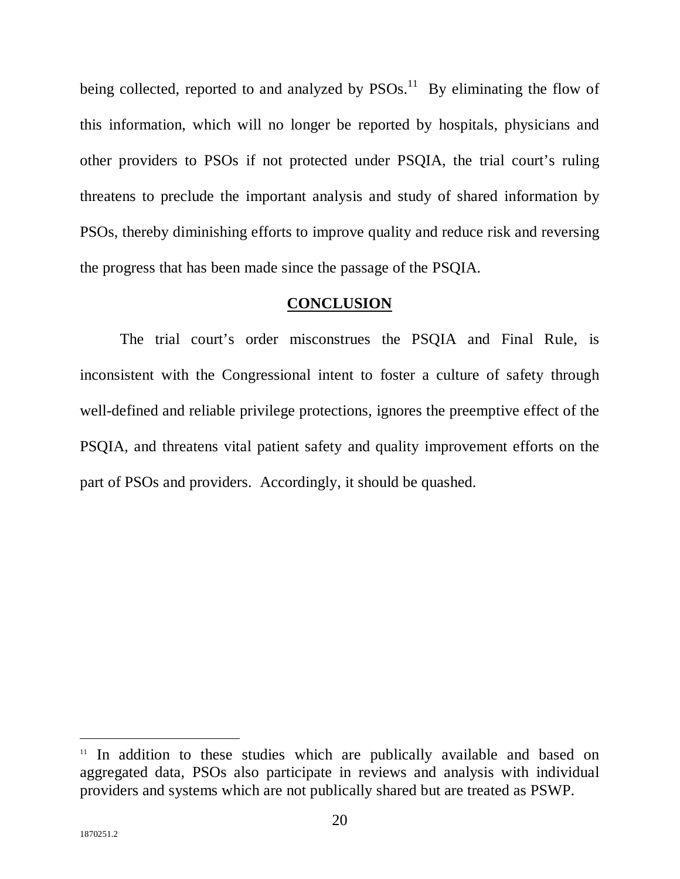being collected, reported to and analyzed by PSOs.[11] By eliminating the flow of this information, which will no longer be reported by hospitals, physicians and other providers to PSOs if not protected under PSQIA, the trial court's ruling threatens to preclude the important analysis and study of shared information by PSOs, thereby diminishing efforts to improve quality and reduce risk and reversing the progress that has been made since the passage of the PSQIA.

## CONCLUSION

The trial court's order misconstrues the PSQIA and Final Rule, is inconsistent with the Congressional intent to foster a culture of safety through well-defined and reliable privilege protections, ignores the preemptive effect of the PSQIA, and threatens vital patient safety and quality improvement efforts on the part of PSOs and providers. Accordingly, it should be quashed.

[11] In addition to these studies which are publically available and based on aggregated data, PSOs also participate in reviews and analysis with individual providers and systems which are not publically shared but are treated as PSWP.

1870251.2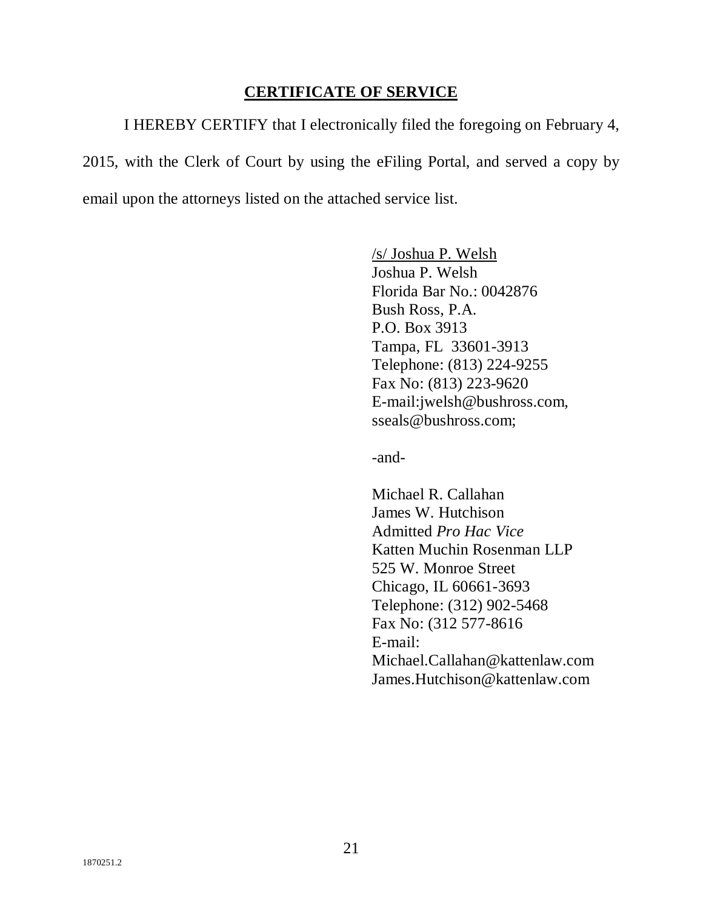## CERTIFICATE OF SERVICE

I HEREBY CERTIFY that I electronically filed the foregoing on February 4, 2015, with the Clerk of Court by using the eFiling Portal, and served a copy by email upon the attorneys listed on the attached service list.

/s/ Joshua P. Welsh
Joshua P. Welsh
Florida Bar No.: 0042876
Bush Ross, P.A.
P.O. Box 3913
Tampa, FL 33601-3913
Telephone: (813) 224-9255
Fax No: (813) 223-9620
E-mail:jwelsh@bushross.com,
sseals@bushross.com;

-and-

Michael R. Callahan
James W. Hutchison
Admitted *Pro Hac Vice*
Katten Muchin Rosenman LLP
525 W. Monroe Street
Chicago, IL 60661-3693
Telephone: (312) 902-5468
Fax No: (312 577-8616
E-mail:
Michael.Callahan@kattenlaw.com
James.Hutchison@kattenlaw.com

1870251.2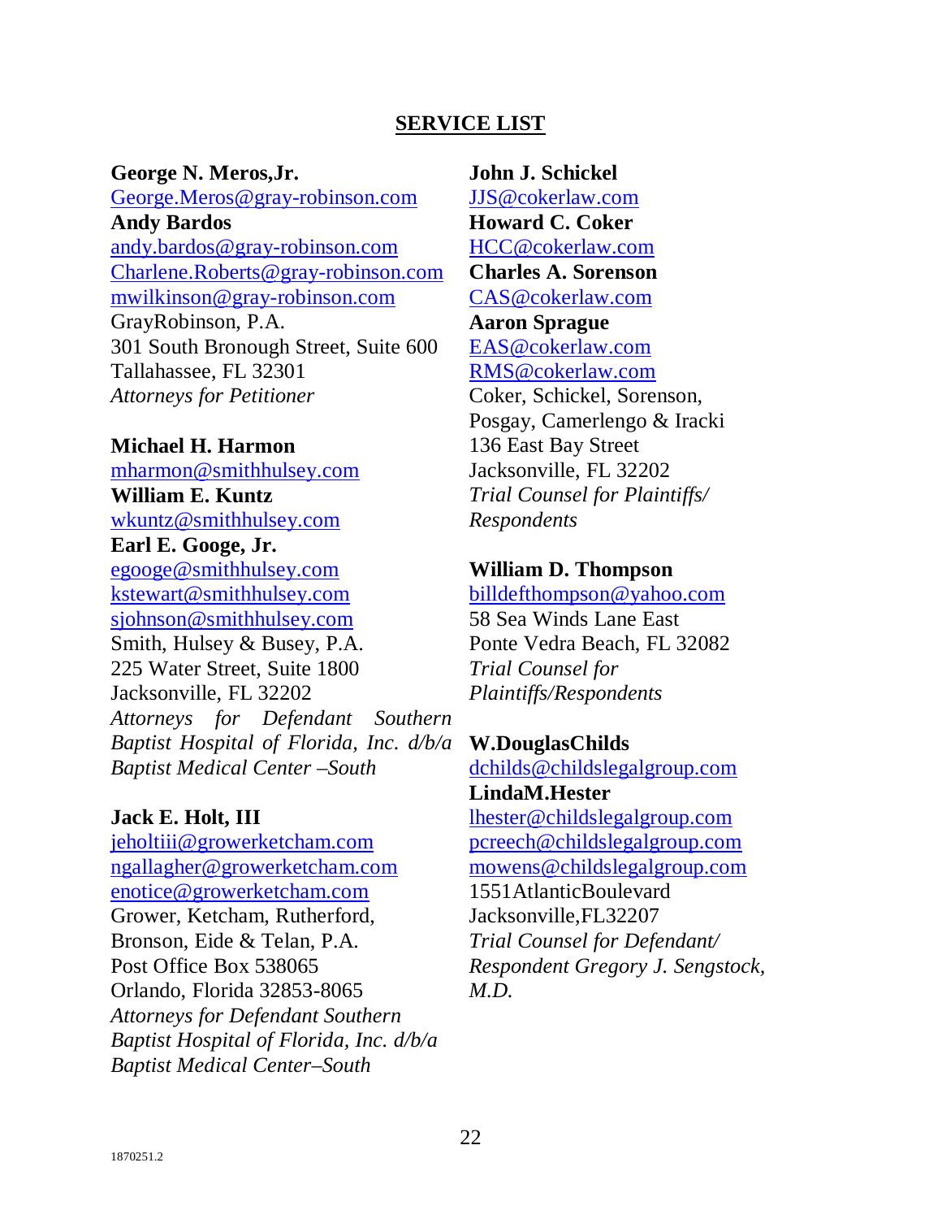## SERVICE LIST

**George N. Meros,Jr.**
George.Meros@gray-robinson.com
**Andy Bardos**
andy.bardos@gray-robinson.com
Charlene.Roberts@gray-robinson.com
mwilkinson@gray-robinson.com
GrayRobinson, P.A.
301 South Bronough Street, Suite 600
Tallahassee, FL 32301
*Attorneys for Petitioner*

**Michael H. Harmon**
mharmon@smithhulsey.com
**William E. Kuntz**
wkuntz@smithhulsey.com
**Earl E. Googe, Jr.**
egooge@smithhulsey.com
kstewart@smithhulsey.com
sjohnson@smithhulsey.com
Smith, Hulsey & Busey, P.A.
225 Water Street, Suite 1800
Jacksonville, FL 32202
*Attorneys for Defendant Southern Baptist Hospital of Florida, Inc. d/b/a Baptist Medical Center –South*

**Jack E. Holt, III**
jeholtiii@growerketcham.com
ngallagher@growerketcham.com
enotice@growerketcham.com
Grower, Ketcham, Rutherford, Bronson, Eide & Telan, P.A.
Post Office Box 538065
Orlando, Florida 32853-8065
*Attorneys for Defendant Southern Baptist Hospital of Florida, Inc. d/b/a Baptist Medical Center–South*

**John J. Schickel**
JJS@cokerlaw.com
**Howard C. Coker**
HCC@cokerlaw.com
**Charles A. Sorenson**
CAS@cokerlaw.com
**Aaron Sprague**
EAS@cokerlaw.com
RMS@cokerlaw.com
Coker, Schickel, Sorenson, Posgay, Camerlengo & Iracki
136 East Bay Street
Jacksonville, FL 32202
*Trial Counsel for Plaintiffs/ Respondents*

**William D. Thompson**
billdefthompson@yahoo.com
58 Sea Winds Lane East
Ponte Vedra Beach, FL 32082
*Trial Counsel for Plaintiffs/Respondents*

**W.DouglasChilds**
dchilds@childslegalgroup.com
**LindaM.Hester**
lhester@childslegalgroup.com
pcreech@childslegalgroup.com
mowens@childslegalgroup.com
1551AtlanticBoulevard
Jacksonville,FL32207
*Trial Counsel for Defendant/ Respondent Gregory J. Sengstock, M.D.*

1870251.2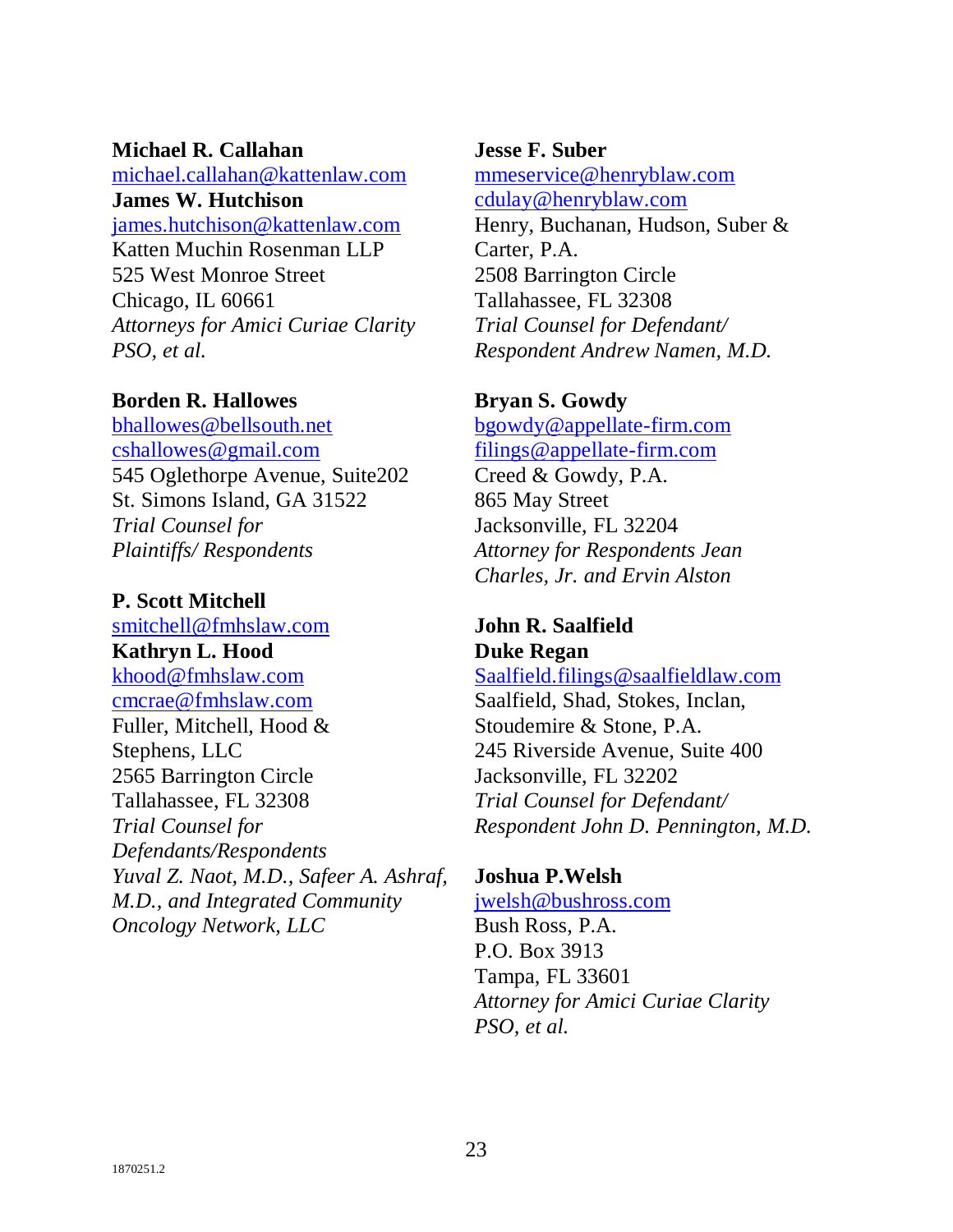**Michael R. Callahan**
michael.callahan@kattenlaw.com
**James W. Hutchison**
james.hutchison@kattenlaw.com
Katten Muchin Rosenman LLP
525 West Monroe Street
Chicago, IL 60661
*Attorneys for Amici Curiae Clarity PSO, et al.*

**Borden R. Hallowes**
bhallowes@bellsouth.net
cshallowes@gmail.com
545 Oglethorpe Avenue, Suite202
St. Simons Island, GA 31522
*Trial Counsel for Plaintiffs/ Respondents*

**P. Scott Mitchell**
smitchell@fmhslaw.com
**Kathryn L. Hood**
khood@fmhslaw.com
cmcrae@fmhslaw.com
Fuller, Mitchell, Hood & Stephens, LLC
2565 Barrington Circle
Tallahassee, FL 32308
*Trial Counsel for Defendants/Respondents Yuval Z. Naot, M.D., Safeer A. Ashraf, M.D., and Integrated Community Oncology Network, LLC*

**Jesse F. Suber**
mmeservice@henryblaw.com
cdulay@henryblaw.com
Henry, Buchanan, Hudson, Suber & Carter, P.A.
2508 Barrington Circle
Tallahassee, FL 32308
*Trial Counsel for Defendant/ Respondent Andrew Namen, M.D.*

**Bryan S. Gowdy**
bgowdy@appellate-firm.com
filings@appellate-firm.com
Creed & Gowdy, P.A.
865 May Street
Jacksonville, FL 32204
*Attorney for Respondents Jean Charles, Jr. and Ervin Alston*

**John R. Saalfield**
**Duke Regan**
Saalfield.filings@saalfieldlaw.com
Saalfield, Shad, Stokes, Inclan, Stoudemire & Stone, P.A.
245 Riverside Avenue, Suite 400
Jacksonville, FL 32202
*Trial Counsel for Defendant/ Respondent John D. Pennington, M.D.*

**Joshua P.Welsh**
jwelsh@bushross.com
Bush Ross, P.A.
P.O. Box 3913
Tampa, FL 33601
*Attorney for Amici Curiae Clarity PSO, et al.*

1870251.2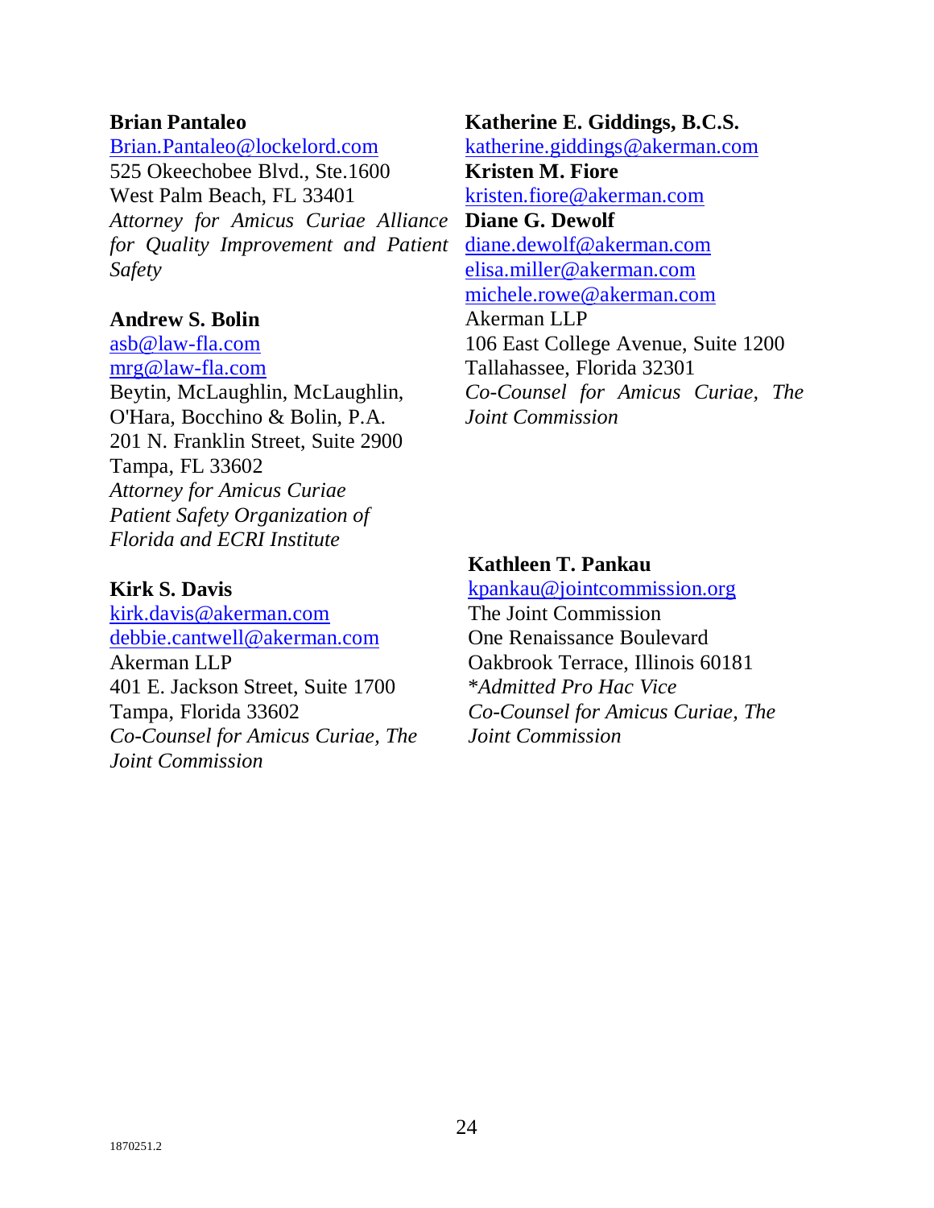**Brian Pantaleo**
Brian.Pantaleo@lockelord.com
525 Okeechobee Blvd., Ste.1600
West Palm Beach, FL 33401
*Attorney for Amicus Curiae Alliance for Quality Improvement and Patient Safety*

**Andrew S. Bolin**
asb@law-fla.com
mrg@law-fla.com
Beytin, McLaughlin, McLaughlin, O'Hara, Bocchino & Bolin, P.A.
201 N. Franklin Street, Suite 2900
Tampa, FL 33602
*Attorney for Amicus Curiae Patient Safety Organization of Florida and ECRI Institute*

**Kirk S. Davis**
kirk.davis@akerman.com
debbie.cantwell@akerman.com
Akerman LLP
401 E. Jackson Street, Suite 1700
Tampa, Florida 33602
*Co-Counsel for Amicus Curiae, The Joint Commission*

**Katherine E. Giddings, B.C.S.**
katherine.giddings@akerman.com
**Kristen M. Fiore**
kristen.fiore@akerman.com
**Diane G. Dewolf**
diane.dewolf@akerman.com
elisa.miller@akerman.com
michele.rowe@akerman.com
Akerman LLP
106 East College Avenue, Suite 1200
Tallahassee, Florida 32301
*Co-Counsel for Amicus Curiae, The Joint Commission*

**Kathleen T. Pankau**
kpankau@jointcommission.org
The Joint Commission
One Renaissance Boulevard
Oakbrook Terrace, Illinois 60181
*\*Admitted Pro Hac Vice*
*Co-Counsel for Amicus Curiae, The Joint Commission*

1870251.2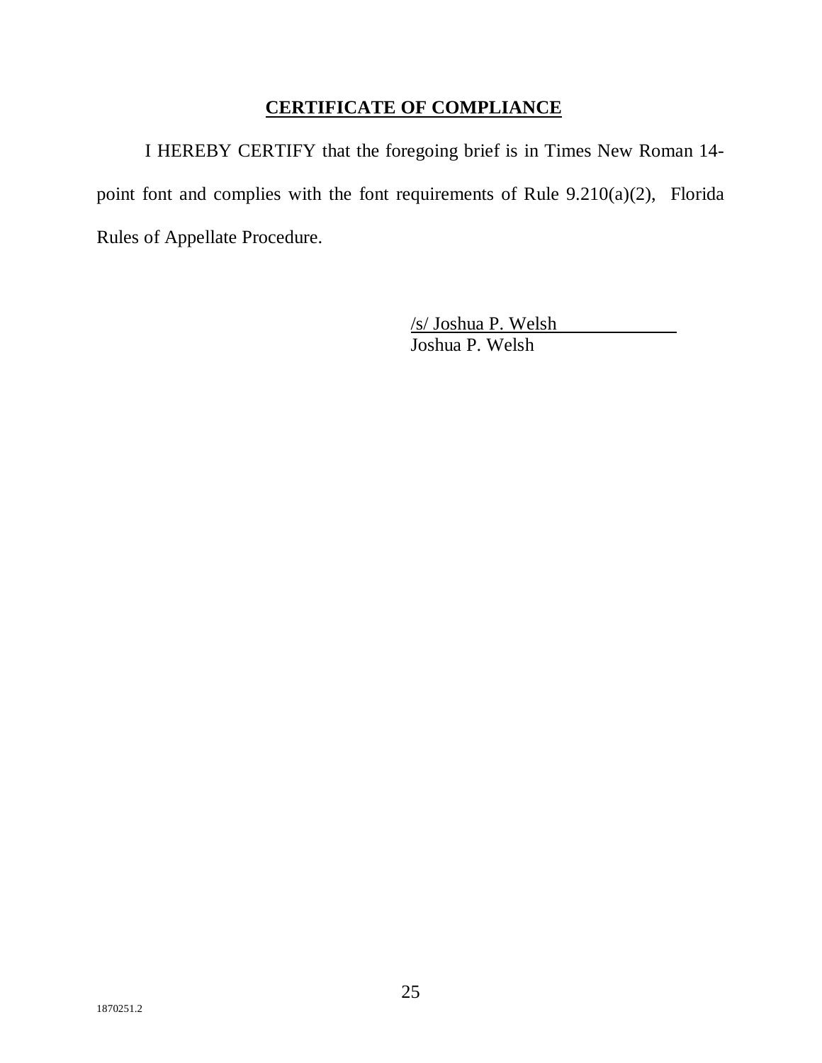## CERTIFICATE OF COMPLIANCE

I HEREBY CERTIFY that the foregoing brief is in Times New Roman 14-point font and complies with the font requirements of Rule 9.210(a)(2), Florida Rules of Appellate Procedure.

/s/ Joshua P. Welsh
Joshua P. Welsh

1870251.2